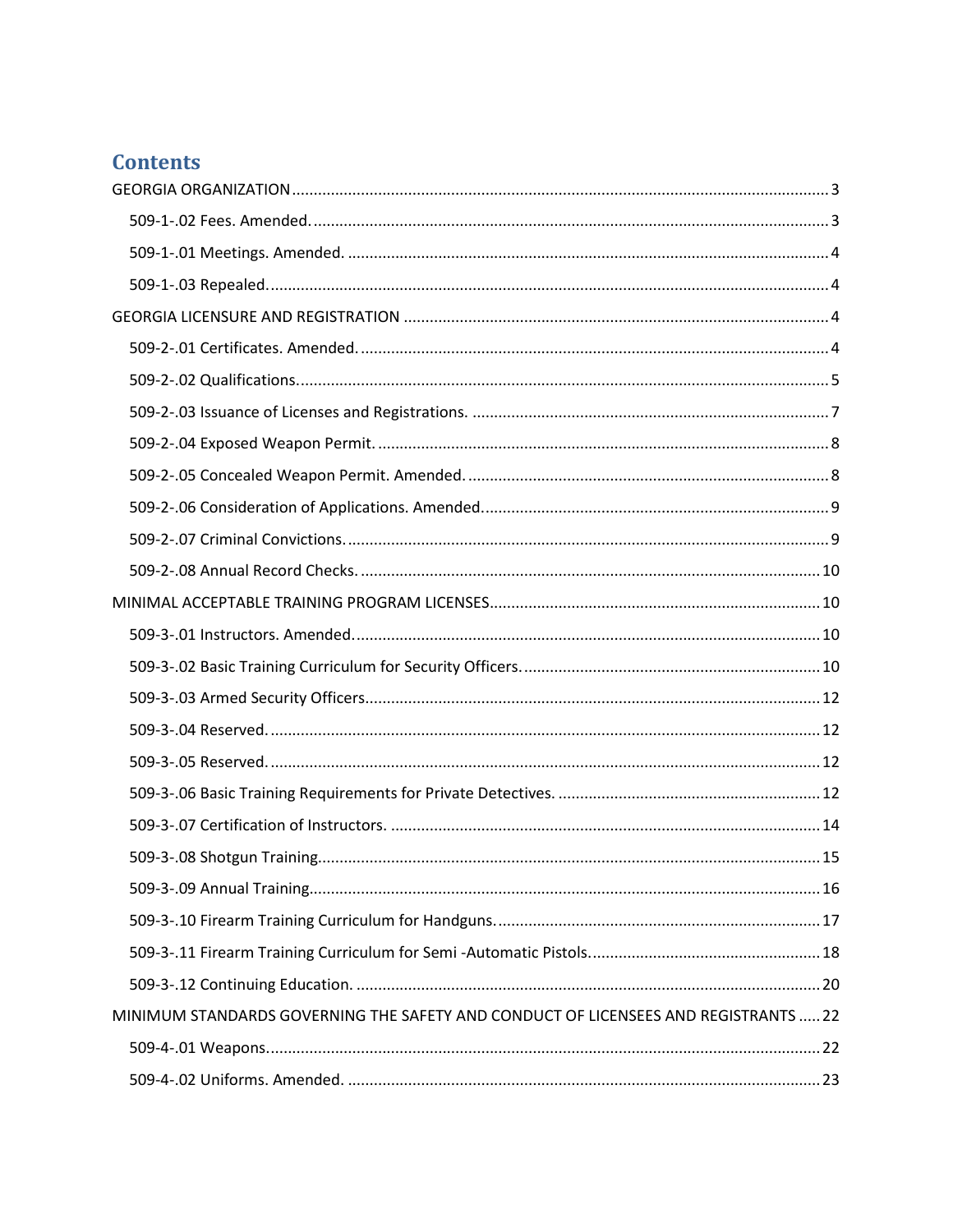# Contents

GEORGIA ORGANIZATION ........ 3

- 509-1-.02 Fees. Amended. ........ 3
- 509-1-.01 Meetings. Amended. ........ 4
- 509-1-.03 Repealed. ........ 4

GEORGIA LICENSURE AND REGISTRATION ........ 4

- 509-2-.01 Certificates. Amended. ........ 4
- 509-2-.02 Qualifications. ........ 5
- 509-2-.03 Issuance of Licenses and Registrations. ........ 7
- 509-2-.04 Exposed Weapon Permit. ........ 8
- 509-2-.05 Concealed Weapon Permit. Amended. ........ 8
- 509-2-.06 Consideration of Applications. Amended. ........ 9
- 509-2-.07 Criminal Convictions. ........ 9
- 509-2-.08 Annual Record Checks. ........ 10

MINIMAL ACCEPTABLE TRAINING PROGRAM LICENSES ........ 10

- 509-3-.01 Instructors. Amended. ........ 10
- 509-3-.02 Basic Training Curriculum for Security Officers. ........ 10
- 509-3-.03 Armed Security Officers ........ 12
- 509-3-.04 Reserved. ........ 12
- 509-3-.05 Reserved. ........ 12
- 509-3-.06 Basic Training Requirements for Private Detectives. ........ 12
- 509-3-.07 Certification of Instructors. ........ 14
- 509-3-.08 Shotgun Training ........ 15
- 509-3-.09 Annual Training ........ 16
- 509-3-.10 Firearm Training Curriculum for Handguns. ........ 17
- 509-3-.11 Firearm Training Curriculum for Semi -Automatic Pistols. ........ 18
- 509-3-.12 Continuing Education. ........ 20

MINIMUM STANDARDS GOVERNING THE SAFETY AND CONDUCT OF LICENSEES AND REGISTRANTS ........ 22

- 509-4-.01 Weapons. ........ 22
- 509-4-.02 Uniforms. Amended. ........ 23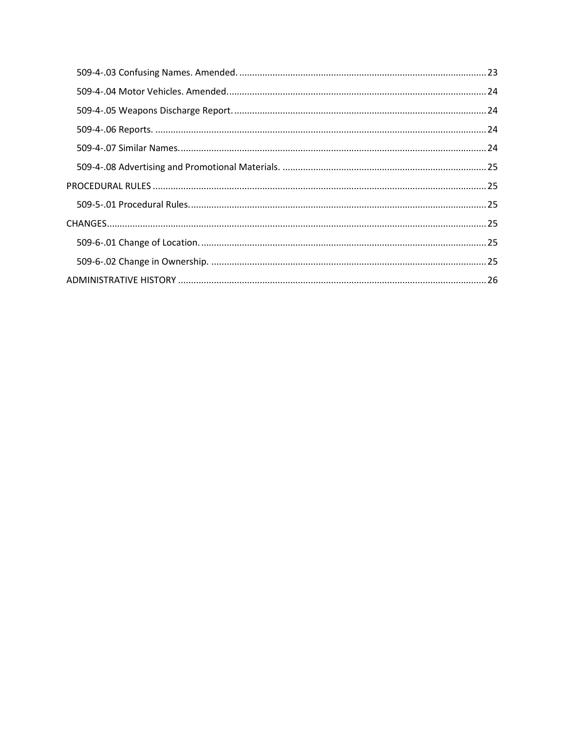509-4-.03 Confusing Names. Amended. ................................................................................................ 23

509-4-.04 Motor Vehicles. Amended. .................................................................................................... 24

509-4-.05 Weapons Discharge Report. .................................................................................................. 24

509-4-.06 Reports. ................................................................................................................................. 24

509-4-.07 Similar Names. ....................................................................................................................... 24

509-4-.08 Advertising and Promotional Materials. ............................................................................... 25

PROCEDURAL RULES .................................................................................................................................. 25

509-5-.01 Procedural Rules. ................................................................................................................... 25

CHANGES ...................................................................................................................................................... 25

509-6-.01 Change of Location. ............................................................................................................... 25

509-6-.02 Change in Ownership. ........................................................................................................... 25

ADMINISTRATIVE HISTORY ........................................................................................................................ 26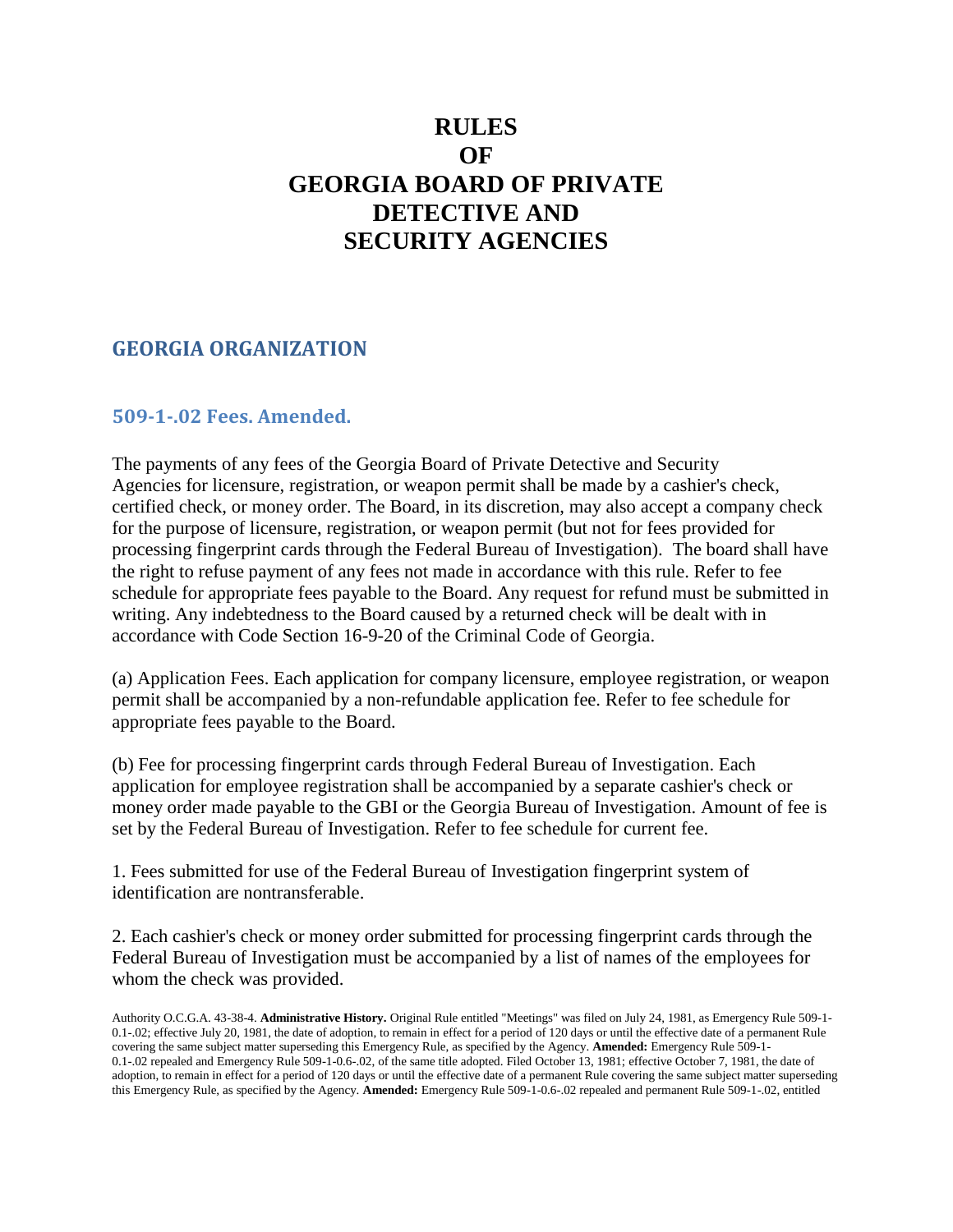# RULES OF GEORGIA BOARD OF PRIVATE DETECTIVE AND SECURITY AGENCIES

## GEORGIA ORGANIZATION

### 509-1-.02 Fees. Amended.

The payments of any fees of the Georgia Board of Private Detective and Security Agencies for licensure, registration, or weapon permit shall be made by a cashier's check, certified check, or money order. The Board, in its discretion, may also accept a company check for the purpose of licensure, registration, or weapon permit (but not for fees provided for processing fingerprint cards through the Federal Bureau of Investigation). The board shall have the right to refuse payment of any fees not made in accordance with this rule. Refer to fee schedule for appropriate fees payable to the Board. Any request for refund must be submitted in writing. Any indebtedness to the Board caused by a returned check will be dealt with in accordance with Code Section 16-9-20 of the Criminal Code of Georgia.

(a) Application Fees. Each application for company licensure, employee registration, or weapon permit shall be accompanied by a non-refundable application fee. Refer to fee schedule for appropriate fees payable to the Board.

(b) Fee for processing fingerprint cards through Federal Bureau of Investigation. Each application for employee registration shall be accompanied by a separate cashier's check or money order made payable to the GBI or the Georgia Bureau of Investigation. Amount of fee is set by the Federal Bureau of Investigation. Refer to fee schedule for current fee.

1. Fees submitted for use of the Federal Bureau of Investigation fingerprint system of identification are nontransferable.

2. Each cashier's check or money order submitted for processing fingerprint cards through the Federal Bureau of Investigation must be accompanied by a list of names of the employees for whom the check was provided.

Authority O.C.G.A. 43-38-4. **Administrative History.** Original Rule entitled "Meetings" was filed on July 24, 1981, as Emergency Rule 509-1-0.1-.02; effective July 20, 1981, the date of adoption, to remain in effect for a period of 120 days or until the effective date of a permanent Rule covering the same subject matter superseding this Emergency Rule, as specified by the Agency. **Amended:** Emergency Rule 509-1-0.1-.02 repealed and Emergency Rule 509-1-0.6-.02, of the same title adopted. Filed October 13, 1981; effective October 7, 1981, the date of adoption, to remain in effect for a period of 120 days or until the effective date of a permanent Rule covering the same subject matter superseding this Emergency Rule, as specified by the Agency. **Amended:** Emergency Rule 509-1-0.6-.02 repealed and permanent Rule 509-1-.02, entitled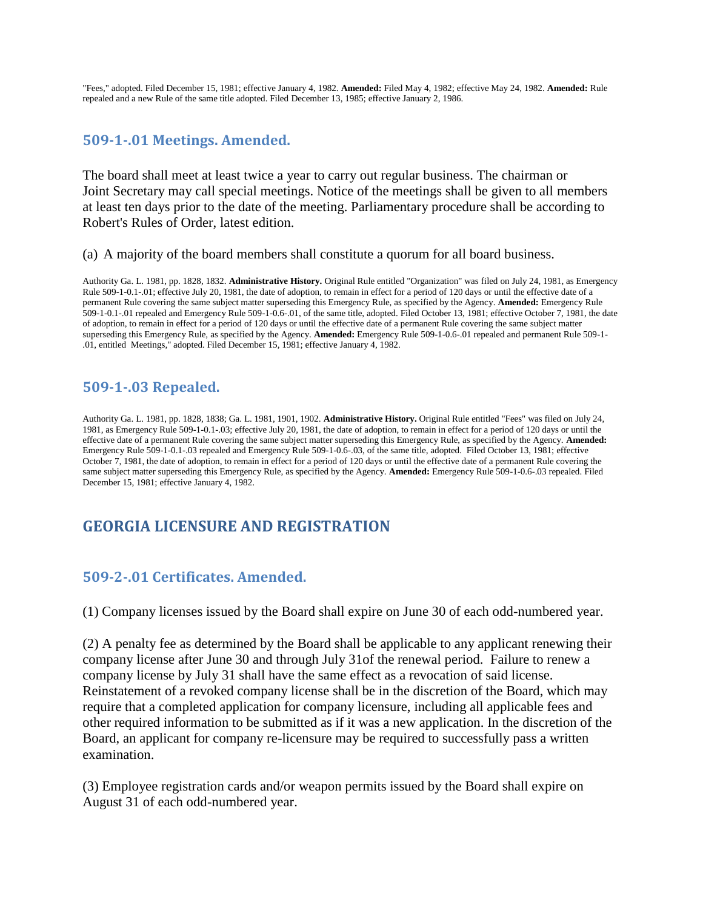"Fees," adopted. Filed December 15, 1981; effective January 4, 1982. **Amended:** Filed May 4, 1982; effective May 24, 1982. **Amended:** Rule repealed and a new Rule of the same title adopted. Filed December 13, 1985; effective January 2, 1986.

### 509-1-.01 Meetings. Amended.

The board shall meet at least twice a year to carry out regular business. The chairman or Joint Secretary may call special meetings. Notice of the meetings shall be given to all members at least ten days prior to the date of the meeting. Parliamentary procedure shall be according to Robert's Rules of Order, latest edition.

(a) A majority of the board members shall constitute a quorum for all board business.

Authority Ga. L. 1981, pp. 1828, 1832. **Administrative History.** Original Rule entitled "Organization" was filed on July 24, 1981, as Emergency Rule 509-1-0.1-.01; effective July 20, 1981, the date of adoption, to remain in effect for a period of 120 days or until the effective date of a permanent Rule covering the same subject matter superseding this Emergency Rule, as specified by the Agency. **Amended:** Emergency Rule 509-1-0.1-.01 repealed and Emergency Rule 509-1-0.6-.01, of the same title, adopted. Filed October 13, 1981; effective October 7, 1981, the date of adoption, to remain in effect for a period of 120 days or until the effective date of a permanent Rule covering the same subject matter superseding this Emergency Rule, as specified by the Agency. **Amended:** Emergency Rule 509-1-0.6-.01 repealed and permanent Rule 509-1-.01, entitled Meetings," adopted. Filed December 15, 1981; effective January 4, 1982.

### 509-1-.03 Repealed.

Authority Ga. L. 1981, pp. 1828, 1838; Ga. L. 1981, 1901, 1902. **Administrative History.** Original Rule entitled "Fees" was filed on July 24, 1981, as Emergency Rule 509-1-0.1-.03; effective July 20, 1981, the date of adoption, to remain in effect for a period of 120 days or until the effective date of a permanent Rule covering the same subject matter superseding this Emergency Rule, as specified by the Agency. **Amended:** Emergency Rule 509-1-0.1-.03 repealed and Emergency Rule 509-1-0.6-.03, of the same title, adopted. Filed October 13, 1981; effective October 7, 1981, the date of adoption, to remain in effect for a period of 120 days or until the effective date of a permanent Rule covering the same subject matter superseding this Emergency Rule, as specified by the Agency. **Amended:** Emergency Rule 509-1-0.6-.03 repealed. Filed December 15, 1981; effective January 4, 1982.

## GEORGIA LICENSURE AND REGISTRATION

### 509-2-.01 Certificates. Amended.

(1) Company licenses issued by the Board shall expire on June 30 of each odd-numbered year.

(2) A penalty fee as determined by the Board shall be applicable to any applicant renewing their company license after June 30 and through July 31of the renewal period. Failure to renew a company license by July 31 shall have the same effect as a revocation of said license. Reinstatement of a revoked company license shall be in the discretion of the Board, which may require that a completed application for company licensure, including all applicable fees and other required information to be submitted as if it was a new application. In the discretion of the Board, an applicant for company re-licensure may be required to successfully pass a written examination.

(3) Employee registration cards and/or weapon permits issued by the Board shall expire on August 31 of each odd-numbered year.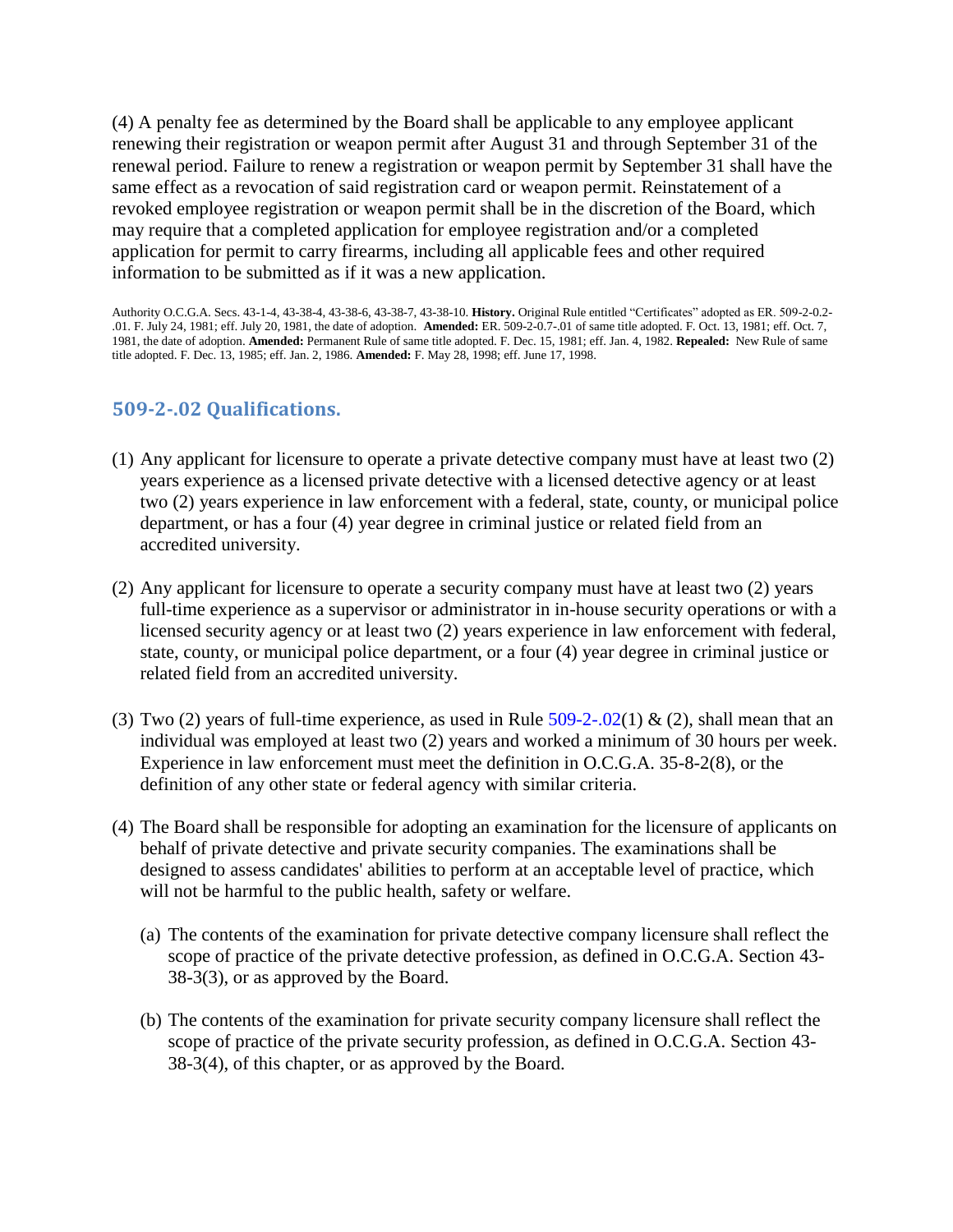(4) A penalty fee as determined by the Board shall be applicable to any employee applicant renewing their registration or weapon permit after August 31 and through September 31 of the renewal period. Failure to renew a registration or weapon permit by September 31 shall have the same effect as a revocation of said registration card or weapon permit. Reinstatement of a revoked employee registration or weapon permit shall be in the discretion of the Board, which may require that a completed application for employee registration and/or a completed application for permit to carry firearms, including all applicable fees and other required information to be submitted as if it was a new application.

Authority O.C.G.A. Secs. 43-1-4, 43-38-4, 43-38-6, 43-38-7, 43-38-10. **History.** Original Rule entitled "Certificates" adopted as ER. 509-2-0.2-.01. F. July 24, 1981; eff. July 20, 1981, the date of adoption. **Amended:** ER. 509-2-0.7-.01 of same title adopted. F. Oct. 13, 1981; eff. Oct. 7, 1981, the date of adoption. **Amended:** Permanent Rule of same title adopted. F. Dec. 15, 1981; eff. Jan. 4, 1982. **Repealed:** New Rule of same title adopted. F. Dec. 13, 1985; eff. Jan. 2, 1986. **Amended:** F. May 28, 1998; eff. June 17, 1998.

## 509-2-.02 Qualifications.

(1) Any applicant for licensure to operate a private detective company must have at least two (2) years experience as a licensed private detective with a licensed detective agency or at least two (2) years experience in law enforcement with a federal, state, county, or municipal police department, or has a four (4) year degree in criminal justice or related field from an accredited university.

(2) Any applicant for licensure to operate a security company must have at least two (2) years full-time experience as a supervisor or administrator in in-house security operations or with a licensed security agency or at least two (2) years experience in law enforcement with federal, state, county, or municipal police department, or a four (4) year degree in criminal justice or related field from an accredited university.

(3) Two (2) years of full-time experience, as used in Rule 509-2-.02(1) & (2), shall mean that an individual was employed at least two (2) years and worked a minimum of 30 hours per week. Experience in law enforcement must meet the definition in O.C.G.A. 35-8-2(8), or the definition of any other state or federal agency with similar criteria.

(4) The Board shall be responsible for adopting an examination for the licensure of applicants on behalf of private detective and private security companies. The examinations shall be designed to assess candidates' abilities to perform at an acceptable level of practice, which will not be harmful to the public health, safety or welfare.

(a) The contents of the examination for private detective company licensure shall reflect the scope of practice of the private detective profession, as defined in O.C.G.A. Section 43-38-3(3), or as approved by the Board.

(b) The contents of the examination for private security company licensure shall reflect the scope of practice of the private security profession, as defined in O.C.G.A. Section 43-38-3(4), of this chapter, or as approved by the Board.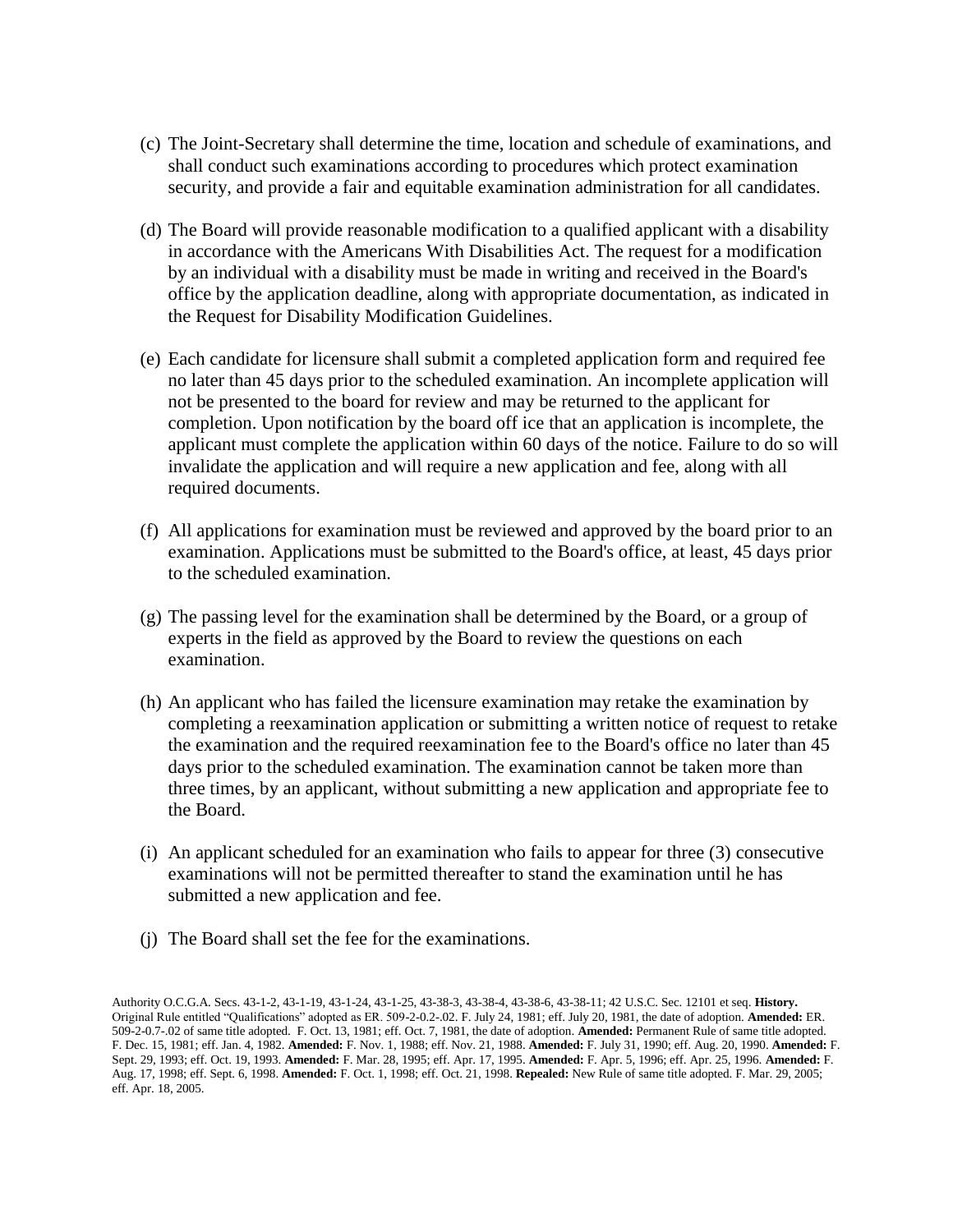(c) The Joint-Secretary shall determine the time, location and schedule of examinations, and shall conduct such examinations according to procedures which protect examination security, and provide a fair and equitable examination administration for all candidates.

(d) The Board will provide reasonable modification to a qualified applicant with a disability in accordance with the Americans With Disabilities Act. The request for a modification by an individual with a disability must be made in writing and received in the Board's office by the application deadline, along with appropriate documentation, as indicated in the Request for Disability Modification Guidelines.

(e) Each candidate for licensure shall submit a completed application form and required fee no later than 45 days prior to the scheduled examination. An incomplete application will not be presented to the board for review and may be returned to the applicant for completion. Upon notification by the board off ice that an application is incomplete, the applicant must complete the application within 60 days of the notice. Failure to do so will invalidate the application and will require a new application and fee, along with all required documents.

(f) All applications for examination must be reviewed and approved by the board prior to an examination. Applications must be submitted to the Board's office, at least, 45 days prior to the scheduled examination.

(g) The passing level for the examination shall be determined by the Board, or a group of experts in the field as approved by the Board to review the questions on each examination.

(h) An applicant who has failed the licensure examination may retake the examination by completing a reexamination application or submitting a written notice of request to retake the examination and the required reexamination fee to the Board's office no later than 45 days prior to the scheduled examination. The examination cannot be taken more than three times, by an applicant, without submitting a new application and appropriate fee to the Board.

(i) An applicant scheduled for an examination who fails to appear for three (3) consecutive examinations will not be permitted thereafter to stand the examination until he has submitted a new application and fee.

(j) The Board shall set the fee for the examinations.

Authority O.C.G.A. Secs. 43-1-2, 43-1-19, 43-1-24, 43-1-25, 43-38-3, 43-38-4, 43-38-6, 43-38-11; 42 U.S.C. Sec. 12101 et seq. **History.** Original Rule entitled "Qualifications" adopted as ER. 509-2-0.2-.02. F. July 24, 1981; eff. July 20, 1981, the date of adoption. **Amended:** ER. 509-2-0.7-.02 of same title adopted. F. Oct. 13, 1981; eff. Oct. 7, 1981, the date of adoption. **Amended:** Permanent Rule of same title adopted. F. Dec. 15, 1981; eff. Jan. 4, 1982. **Amended:** F. Nov. 1, 1988; eff. Nov. 21, 1988. **Amended:** F. July 31, 1990; eff. Aug. 20, 1990. **Amended:** F. Sept. 29, 1993; eff. Oct. 19, 1993. **Amended:** F. Mar. 28, 1995; eff. Apr. 17, 1995. **Amended:** F. Apr. 5, 1996; eff. Apr. 25, 1996. **Amended:** F. Aug. 17, 1998; eff. Sept. 6, 1998. **Amended:** F. Oct. 1, 1998; eff. Oct. 21, 1998. **Repealed:** New Rule of same title adopted. F. Mar. 29, 2005; eff. Apr. 18, 2005.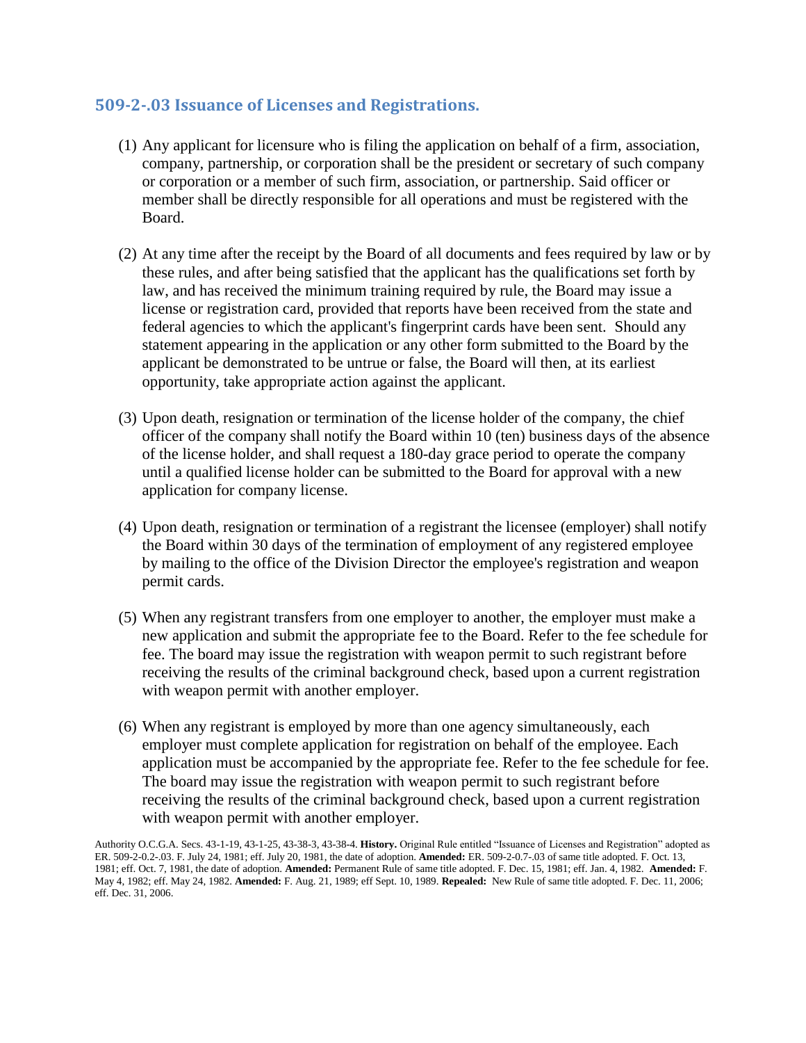## 509-2-.03 Issuance of Licenses and Registrations.

(1) Any applicant for licensure who is filing the application on behalf of a firm, association, company, partnership, or corporation shall be the president or secretary of such company or corporation or a member of such firm, association, or partnership. Said officer or member shall be directly responsible for all operations and must be registered with the Board.

(2) At any time after the receipt by the Board of all documents and fees required by law or by these rules, and after being satisfied that the applicant has the qualifications set forth by law, and has received the minimum training required by rule, the Board may issue a license or registration card, provided that reports have been received from the state and federal agencies to which the applicant's fingerprint cards have been sent. Should any statement appearing in the application or any other form submitted to the Board by the applicant be demonstrated to be untrue or false, the Board will then, at its earliest opportunity, take appropriate action against the applicant.

(3) Upon death, resignation or termination of the license holder of the company, the chief officer of the company shall notify the Board within 10 (ten) business days of the absence of the license holder, and shall request a 180-day grace period to operate the company until a qualified license holder can be submitted to the Board for approval with a new application for company license.

(4) Upon death, resignation or termination of a registrant the licensee (employer) shall notify the Board within 30 days of the termination of employment of any registered employee by mailing to the office of the Division Director the employee's registration and weapon permit cards.

(5) When any registrant transfers from one employer to another, the employer must make a new application and submit the appropriate fee to the Board. Refer to the fee schedule for fee. The board may issue the registration with weapon permit to such registrant before receiving the results of the criminal background check, based upon a current registration with weapon permit with another employer.

(6) When any registrant is employed by more than one agency simultaneously, each employer must complete application for registration on behalf of the employee. Each application must be accompanied by the appropriate fee. Refer to the fee schedule for fee. The board may issue the registration with weapon permit to such registrant before receiving the results of the criminal background check, based upon a current registration with weapon permit with another employer.

Authority O.C.G.A. Secs. 43-1-19, 43-1-25, 43-38-3, 43-38-4. **History.** Original Rule entitled "Issuance of Licenses and Registration" adopted as ER. 509-2-0.2-.03. F. July 24, 1981; eff. July 20, 1981, the date of adoption. **Amended:** ER. 509-2-0.7-.03 of same title adopted. F. Oct. 13, 1981; eff. Oct. 7, 1981, the date of adoption. **Amended:** Permanent Rule of same title adopted. F. Dec. 15, 1981; eff. Jan. 4, 1982. **Amended:** F. May 4, 1982; eff. May 24, 1982. **Amended:** F. Aug. 21, 1989; eff Sept. 10, 1989. **Repealed:** New Rule of same title adopted. F. Dec. 11, 2006; eff. Dec. 31, 2006.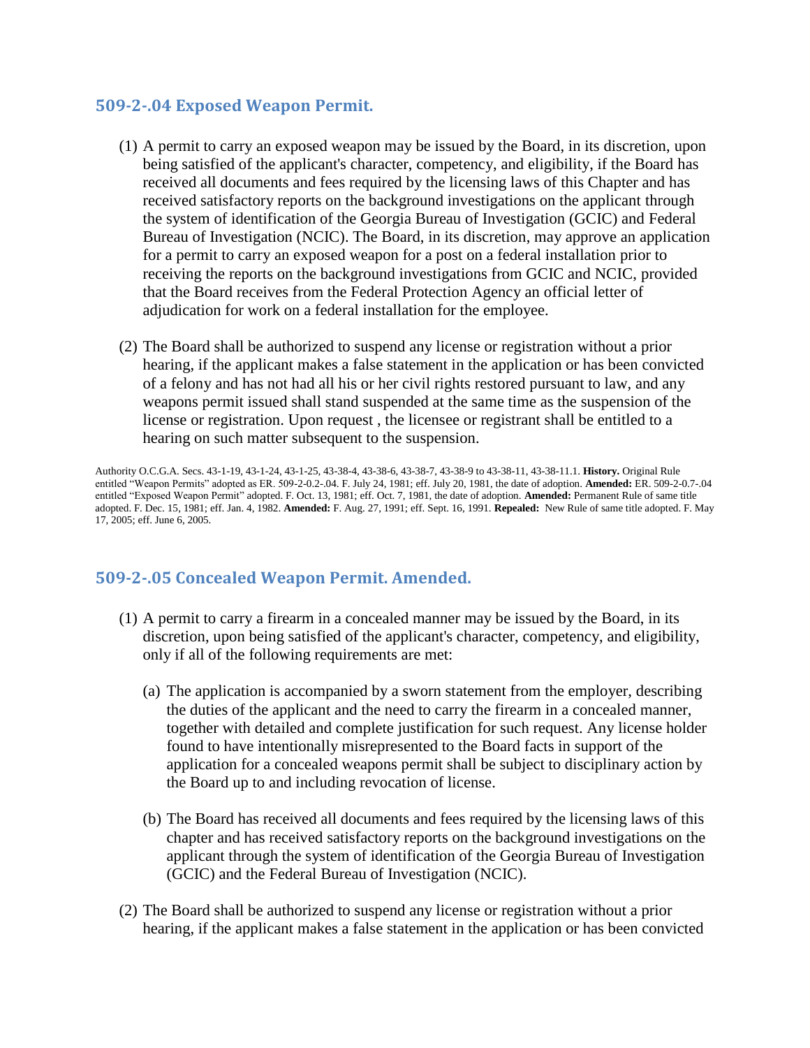## 509-2-.04 Exposed Weapon Permit.

(1) A permit to carry an exposed weapon may be issued by the Board, in its discretion, upon being satisfied of the applicant's character, competency, and eligibility, if the Board has received all documents and fees required by the licensing laws of this Chapter and has received satisfactory reports on the background investigations on the applicant through the system of identification of the Georgia Bureau of Investigation (GCIC) and Federal Bureau of Investigation (NCIC). The Board, in its discretion, may approve an application for a permit to carry an exposed weapon for a post on a federal installation prior to receiving the reports on the background investigations from GCIC and NCIC, provided that the Board receives from the Federal Protection Agency an official letter of adjudication for work on a federal installation for the employee.

(2) The Board shall be authorized to suspend any license or registration without a prior hearing, if the applicant makes a false statement in the application or has been convicted of a felony and has not had all his or her civil rights restored pursuant to law, and any weapons permit issued shall stand suspended at the same time as the suspension of the license or registration. Upon request , the licensee or registrant shall be entitled to a hearing on such matter subsequent to the suspension.

Authority O.C.G.A. Secs. 43-1-19, 43-1-24, 43-1-25, 43-38-4, 43-38-6, 43-38-7, 43-38-9 to 43-38-11, 43-38-11.1. **History.** Original Rule entitled "Weapon Permits" adopted as ER. 509-2-0.2-.04. F. July 24, 1981; eff. July 20, 1981, the date of adoption. **Amended:** ER. 509-2-0.7-.04 entitled "Exposed Weapon Permit" adopted. F. Oct. 13, 1981; eff. Oct. 7, 1981, the date of adoption. **Amended:** Permanent Rule of same title adopted. F. Dec. 15, 1981; eff. Jan. 4, 1982. **Amended:** F. Aug. 27, 1991; eff. Sept. 16, 1991. **Repealed:** New Rule of same title adopted. F. May 17, 2005; eff. June 6, 2005.

## 509-2-.05 Concealed Weapon Permit. Amended.

(1) A permit to carry a firearm in a concealed manner may be issued by the Board, in its discretion, upon being satisfied of the applicant's character, competency, and eligibility, only if all of the following requirements are met:

(a) The application is accompanied by a sworn statement from the employer, describing the duties of the applicant and the need to carry the firearm in a concealed manner, together with detailed and complete justification for such request. Any license holder found to have intentionally misrepresented to the Board facts in support of the application for a concealed weapons permit shall be subject to disciplinary action by the Board up to and including revocation of license.

(b) The Board has received all documents and fees required by the licensing laws of this chapter and has received satisfactory reports on the background investigations on the applicant through the system of identification of the Georgia Bureau of Investigation (GCIC) and the Federal Bureau of Investigation (NCIC).

(2) The Board shall be authorized to suspend any license or registration without a prior hearing, if the applicant makes a false statement in the application or has been convicted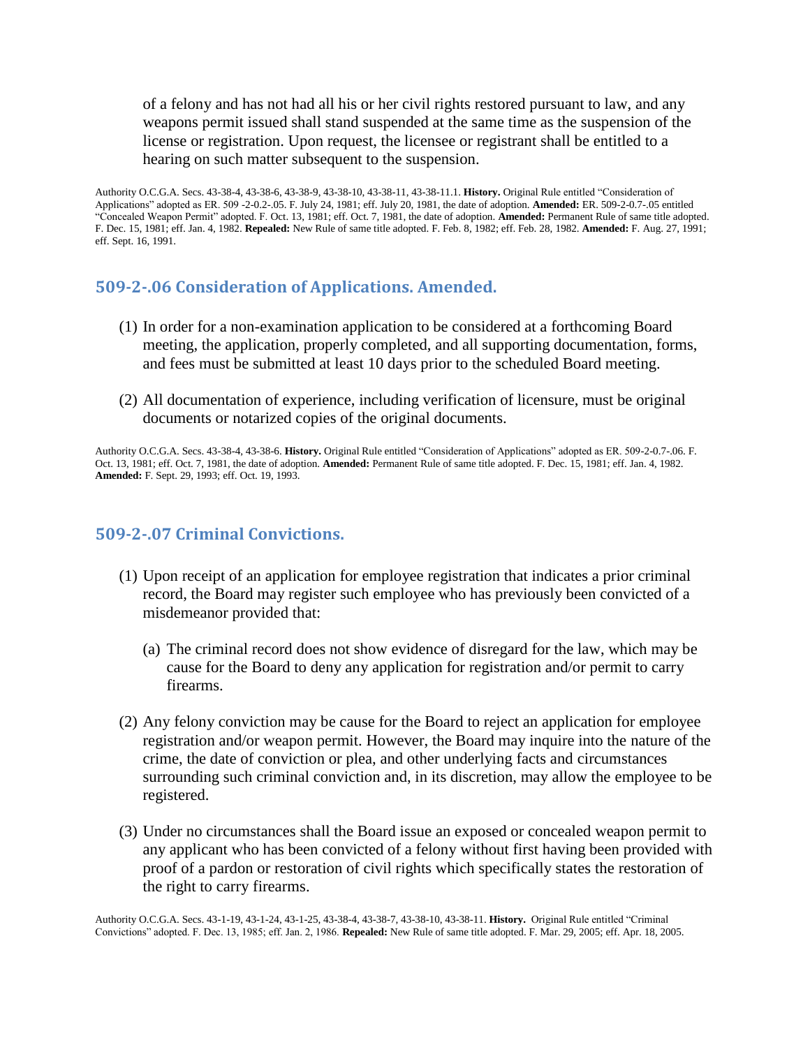of a felony and has not had all his or her civil rights restored pursuant to law, and any weapons permit issued shall stand suspended at the same time as the suspension of the license or registration. Upon request, the licensee or registrant shall be entitled to a hearing on such matter subsequent to the suspension.

Authority O.C.G.A. Secs. 43-38-4, 43-38-6, 43-38-9, 43-38-10, 43-38-11, 43-38-11.1. **History.** Original Rule entitled "Consideration of Applications" adopted as ER. 509 -2-0.2-.05. F. July 24, 1981; eff. July 20, 1981, the date of adoption. **Amended:** ER. 509-2-0.7-.05 entitled "Concealed Weapon Permit" adopted. F. Oct. 13, 1981; eff. Oct. 7, 1981, the date of adoption. **Amended:** Permanent Rule of same title adopted. F. Dec. 15, 1981; eff. Jan. 4, 1982. **Repealed:** New Rule of same title adopted. F. Feb. 8, 1982; eff. Feb. 28, 1982. **Amended:** F. Aug. 27, 1991; eff. Sept. 16, 1991.

## 509-2-.06 Consideration of Applications. Amended.

(1) In order for a non-examination application to be considered at a forthcoming Board meeting, the application, properly completed, and all supporting documentation, forms, and fees must be submitted at least 10 days prior to the scheduled Board meeting.

(2) All documentation of experience, including verification of licensure, must be original documents or notarized copies of the original documents.

Authority O.C.G.A. Secs. 43-38-4, 43-38-6. **History.** Original Rule entitled "Consideration of Applications" adopted as ER. 509-2-0.7-.06. F. Oct. 13, 1981; eff. Oct. 7, 1981, the date of adoption. **Amended:** Permanent Rule of same title adopted. F. Dec. 15, 1981; eff. Jan. 4, 1982. **Amended:** F. Sept. 29, 1993; eff. Oct. 19, 1993.

## 509-2-.07 Criminal Convictions.

(1) Upon receipt of an application for employee registration that indicates a prior criminal record, the Board may register such employee who has previously been convicted of a misdemeanor provided that:

   (a) The criminal record does not show evidence of disregard for the law, which may be cause for the Board to deny any application for registration and/or permit to carry firearms.

(2) Any felony conviction may be cause for the Board to reject an application for employee registration and/or weapon permit. However, the Board may inquire into the nature of the crime, the date of conviction or plea, and other underlying facts and circumstances surrounding such criminal conviction and, in its discretion, may allow the employee to be registered.

(3) Under no circumstances shall the Board issue an exposed or concealed weapon permit to any applicant who has been convicted of a felony without first having been provided with proof of a pardon or restoration of civil rights which specifically states the restoration of the right to carry firearms.

Authority O.C.G.A. Secs. 43-1-19, 43-1-24, 43-1-25, 43-38-4, 43-38-7, 43-38-10, 43-38-11. **History.** Original Rule entitled "Criminal Convictions" adopted. F. Dec. 13, 1985; eff. Jan. 2, 1986. **Repealed:** New Rule of same title adopted. F. Mar. 29, 2005; eff. Apr. 18, 2005.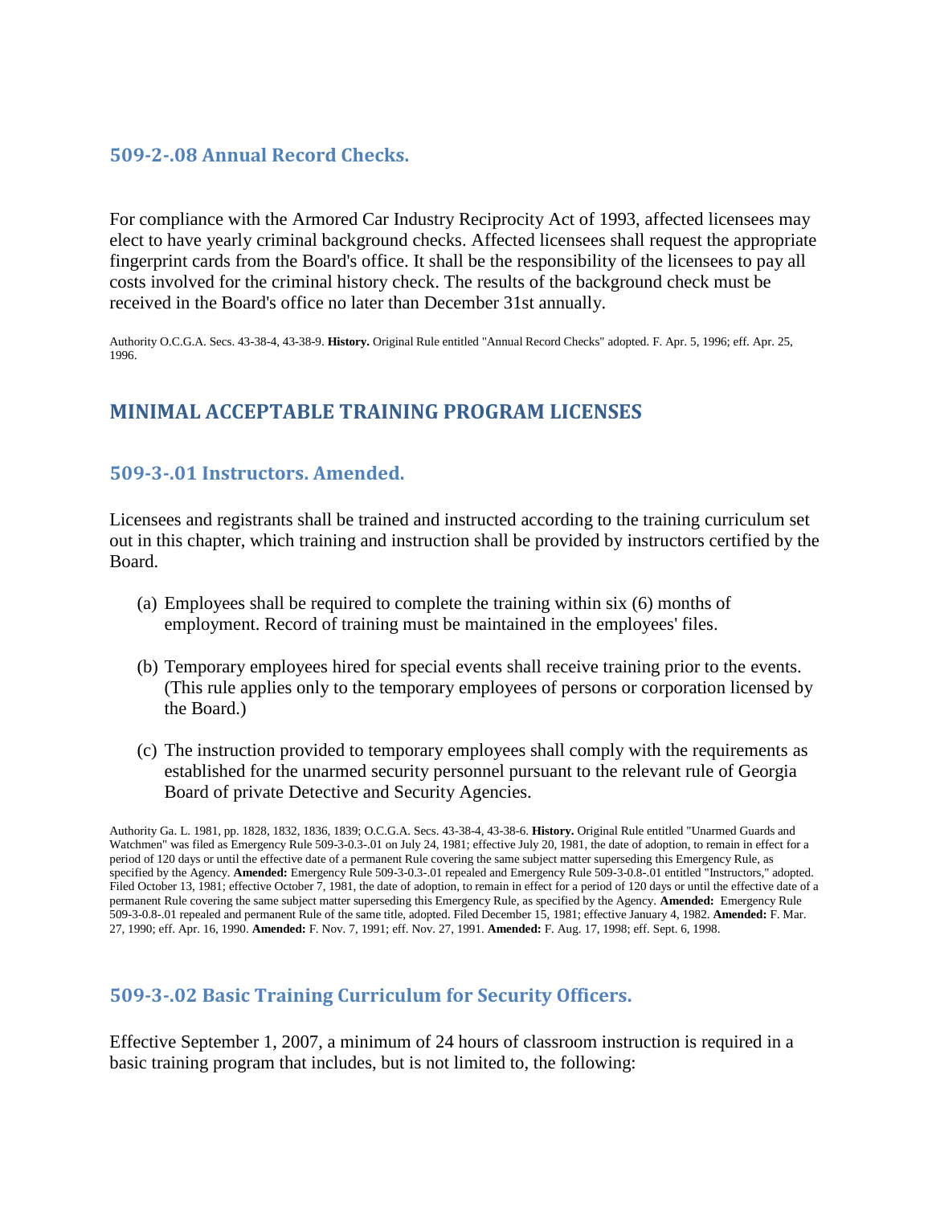### 509-2-.08 Annual Record Checks.

For compliance with the Armored Car Industry Reciprocity Act of 1993, affected licensees may elect to have yearly criminal background checks. Affected licensees shall request the appropriate fingerprint cards from the Board's office. It shall be the responsibility of the licensees to pay all costs involved for the criminal history check. The results of the background check must be received in the Board's office no later than December 31st annually.

Authority O.C.G.A. Secs. 43-38-4, 43-38-9. **History.** Original Rule entitled "Annual Record Checks" adopted. F. Apr. 5, 1996; eff. Apr. 25, 1996.

## MINIMAL ACCEPTABLE TRAINING PROGRAM LICENSES

### 509-3-.01 Instructors. Amended.

Licensees and registrants shall be trained and instructed according to the training curriculum set out in this chapter, which training and instruction shall be provided by instructors certified by the Board.

(a) Employees shall be required to complete the training within six (6) months of employment. Record of training must be maintained in the employees' files.

(b) Temporary employees hired for special events shall receive training prior to the events. (This rule applies only to the temporary employees of persons or corporation licensed by the Board.)

(c) The instruction provided to temporary employees shall comply with the requirements as established for the unarmed security personnel pursuant to the relevant rule of Georgia Board of private Detective and Security Agencies.

Authority Ga. L. 1981, pp. 1828, 1832, 1836, 1839; O.C.G.A. Secs. 43-38-4, 43-38-6. **History.** Original Rule entitled "Unarmed Guards and Watchmen" was filed as Emergency Rule 509-3-0.3-.01 on July 24, 1981; effective July 20, 1981, the date of adoption, to remain in effect for a period of 120 days or until the effective date of a permanent Rule covering the same subject matter superseding this Emergency Rule, as specified by the Agency. **Amended:** Emergency Rule 509-3-0.3-.01 repealed and Emergency Rule 509-3-0.8-.01 entitled "Instructors," adopted. Filed October 13, 1981; effective October 7, 1981, the date of adoption, to remain in effect for a period of 120 days or until the effective date of a permanent Rule covering the same subject matter superseding this Emergency Rule, as specified by the Agency. **Amended:** Emergency Rule 509-3-0.8-.01 repealed and permanent Rule of the same title, adopted. Filed December 15, 1981; effective January 4, 1982. **Amended:** F. Mar. 27, 1990; eff. Apr. 16, 1990. **Amended:** F. Nov. 7, 1991; eff. Nov. 27, 1991. **Amended:** F. Aug. 17, 1998; eff. Sept. 6, 1998.

### 509-3-.02 Basic Training Curriculum for Security Officers.

Effective September 1, 2007, a minimum of 24 hours of classroom instruction is required in a basic training program that includes, but is not limited to, the following: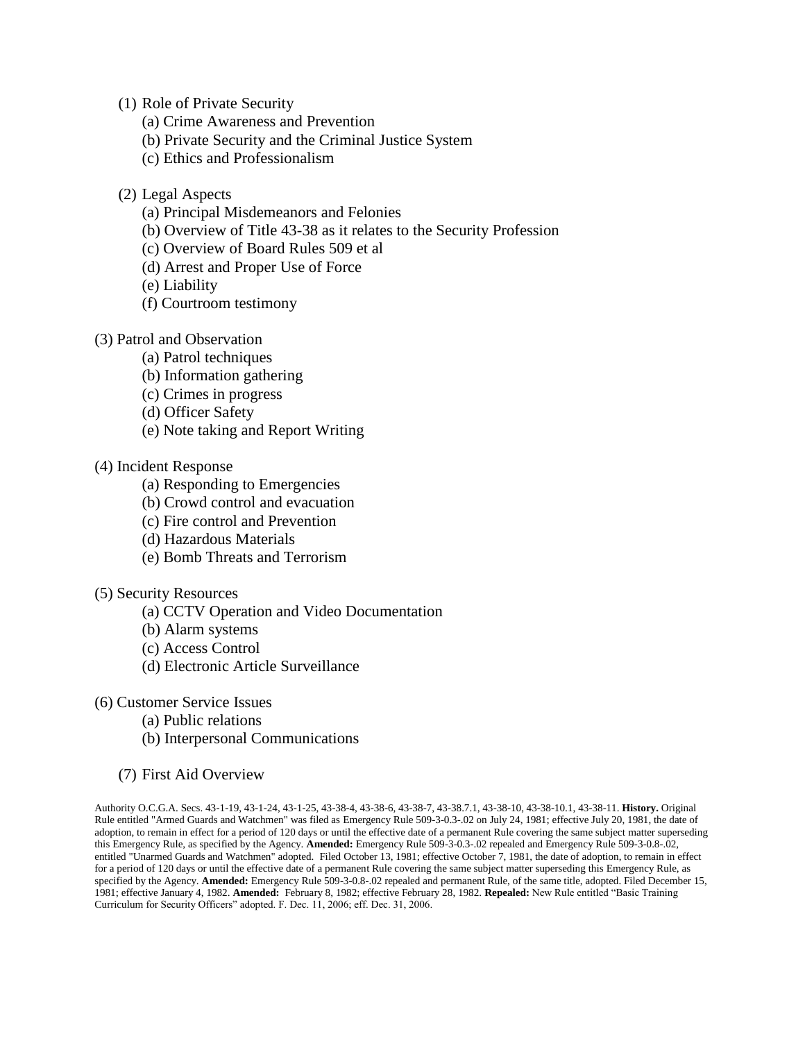(1) Role of Private Security
  (a) Crime Awareness and Prevention
  (b) Private Security and the Criminal Justice System
  (c) Ethics and Professionalism

(2) Legal Aspects
  (a) Principal Misdemeanors and Felonies
  (b) Overview of Title 43-38 as it relates to the Security Profession
  (c) Overview of Board Rules 509 et al
  (d) Arrest and Proper Use of Force
  (e) Liability
  (f) Courtroom testimony

(3) Patrol and Observation
  (a) Patrol techniques
  (b) Information gathering
  (c) Crimes in progress
  (d) Officer Safety
  (e) Note taking and Report Writing

(4) Incident Response
  (a) Responding to Emergencies
  (b) Crowd control and evacuation
  (c) Fire control and Prevention
  (d) Hazardous Materials
  (e) Bomb Threats and Terrorism

(5) Security Resources
  (a) CCTV Operation and Video Documentation
  (b) Alarm systems
  (c) Access Control
  (d) Electronic Article Surveillance

(6) Customer Service Issues
  (a) Public relations
  (b) Interpersonal Communications

(7) First Aid Overview

Authority O.C.G.A. Secs. 43-1-19, 43-1-24, 43-1-25, 43-38-4, 43-38-6, 43-38-7, 43-38.7.1, 43-38-10, 43-38-10.1, 43-38-11. **History.** Original Rule entitled "Armed Guards and Watchmen" was filed as Emergency Rule 509-3-0.3-.02 on July 24, 1981; effective July 20, 1981, the date of adoption, to remain in effect for a period of 120 days or until the effective date of a permanent Rule covering the same subject matter superseding this Emergency Rule, as specified by the Agency. **Amended:** Emergency Rule 509-3-0.3-.02 repealed and Emergency Rule 509-3-0.8-.02, entitled "Unarmed Guards and Watchmen" adopted. Filed October 13, 1981; effective October 7, 1981, the date of adoption, to remain in effect for a period of 120 days or until the effective date of a permanent Rule covering the same subject matter superseding this Emergency Rule, as specified by the Agency. **Amended:** Emergency Rule 509-3-0.8-.02 repealed and permanent Rule, of the same title, adopted. Filed December 15, 1981; effective January 4, 1982. **Amended:** February 8, 1982; effective February 28, 1982. **Repealed:** New Rule entitled "Basic Training Curriculum for Security Officers" adopted. F. Dec. 11, 2006; eff. Dec. 31, 2006.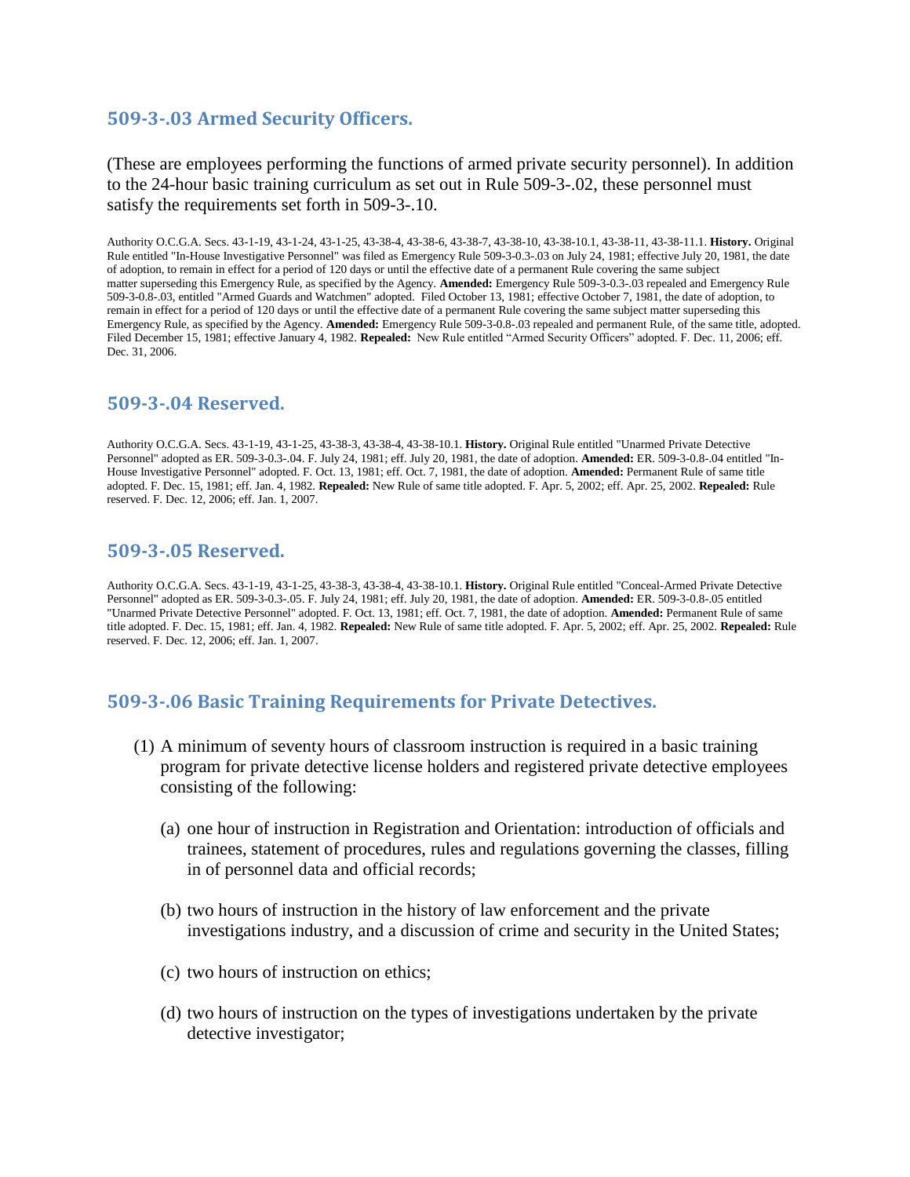## 509-3-.03 Armed Security Officers.

(These are employees performing the functions of armed private security personnel). In addition to the 24-hour basic training curriculum as set out in Rule 509-3-.02, these personnel must satisfy the requirements set forth in 509-3-.10.

Authority O.C.G.A. Secs. 43-1-19, 43-1-24, 43-1-25, 43-38-4, 43-38-6, 43-38-7, 43-38-10, 43-38-10.1, 43-38-11, 43-38-11.1. **History.** Original Rule entitled "In-House Investigative Personnel" was filed as Emergency Rule 509-3-0.3-.03 on July 24, 1981; effective July 20, 1981, the date of adoption, to remain in effect for a period of 120 days or until the effective date of a permanent Rule covering the same subject matter superseding this Emergency Rule, as specified by the Agency. **Amended:** Emergency Rule 509-3-0.3-.03 repealed and Emergency Rule 509-3-0.8-.03, entitled "Armed Guards and Watchmen" adopted. Filed October 13, 1981; effective October 7, 1981, the date of adoption, to remain in effect for a period of 120 days or until the effective date of a permanent Rule covering the same subject matter superseding this Emergency Rule, as specified by the Agency. **Amended:** Emergency Rule 509-3-0.8-.03 repealed and permanent Rule, of the same title, adopted. Filed December 15, 1981; effective January 4, 1982. **Repealed:** New Rule entitled "Armed Security Officers" adopted. F. Dec. 11, 2006; eff. Dec. 31, 2006.

## 509-3-.04 Reserved.

Authority O.C.G.A. Secs. 43-1-19, 43-1-25, 43-38-3, 43-38-4, 43-38-10.1. **History.** Original Rule entitled "Unarmed Private Detective Personnel" adopted as ER. 509-3-0.3-.04. F. July 24, 1981; eff. July 20, 1981, the date of adoption. **Amended:** ER. 509-3-0.8-.04 entitled "In-House Investigative Personnel" adopted. F. Oct. 13, 1981; eff. Oct. 7, 1981, the date of adoption. **Amended:** Permanent Rule of same title adopted. F. Dec. 15, 1981; eff. Jan. 4, 1982. **Repealed:** New Rule of same title adopted. F. Apr. 5, 2002; eff. Apr. 25, 2002. **Repealed:** Rule reserved. F. Dec. 12, 2006; eff. Jan. 1, 2007.

## 509-3-.05 Reserved.

Authority O.C.G.A. Secs. 43-1-19, 43-1-25, 43-38-3, 43-38-4, 43-38-10.1. **History.** Original Rule entitled "Conceal-Armed Private Detective Personnel" adopted as ER. 509-3-0.3-.05. F. July 24, 1981; eff. July 20, 1981, the date of adoption. **Amended:** ER. 509-3-0.8-.05 entitled "Unarmed Private Detective Personnel" adopted. F. Oct. 13, 1981; eff. Oct. 7, 1981, the date of adoption. **Amended:** Permanent Rule of same title adopted. F. Dec. 15, 1981; eff. Jan. 4, 1982. **Repealed:** New Rule of same title adopted. F. Apr. 5, 2002; eff. Apr. 25, 2002. **Repealed:** Rule reserved. F. Dec. 12, 2006; eff. Jan. 1, 2007.

## 509-3-.06 Basic Training Requirements for Private Detectives.

(1) A minimum of seventy hours of classroom instruction is required in a basic training program for private detective license holders and registered private detective employees consisting of the following:

   (a) one hour of instruction in Registration and Orientation: introduction of officials and trainees, statement of procedures, rules and regulations governing the classes, filling in of personnel data and official records;

   (b) two hours of instruction in the history of law enforcement and the private investigations industry, and a discussion of crime and security in the United States;

   (c) two hours of instruction on ethics;

   (d) two hours of instruction on the types of investigations undertaken by the private detective investigator;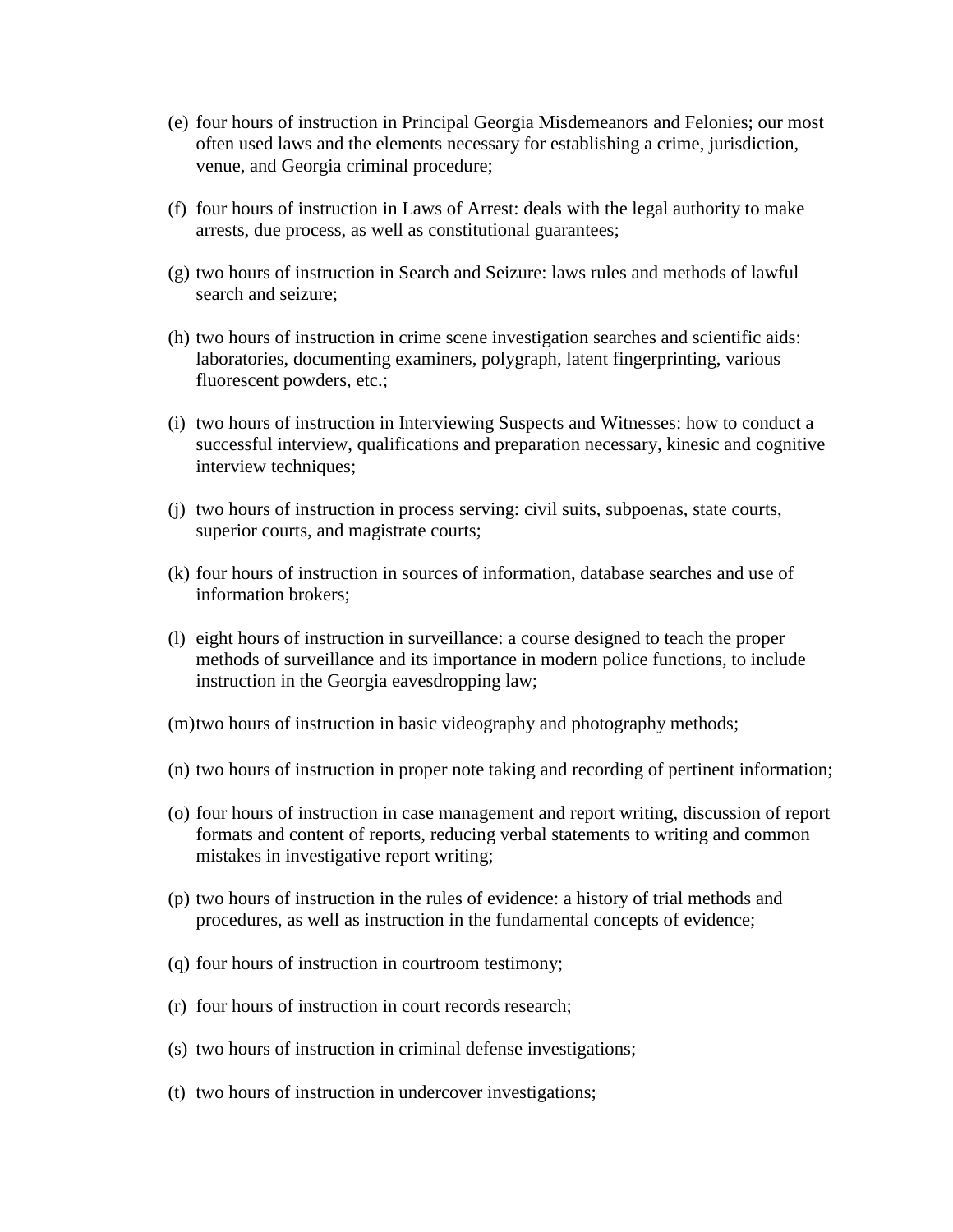(e) four hours of instruction in Principal Georgia Misdemeanors and Felonies; our most often used laws and the elements necessary for establishing a crime, jurisdiction, venue, and Georgia criminal procedure;

(f) four hours of instruction in Laws of Arrest: deals with the legal authority to make arrests, due process, as well as constitutional guarantees;

(g) two hours of instruction in Search and Seizure: laws rules and methods of lawful search and seizure;

(h) two hours of instruction in crime scene investigation searches and scientific aids: laboratories, documenting examiners, polygraph, latent fingerprinting, various fluorescent powders, etc.;

(i) two hours of instruction in Interviewing Suspects and Witnesses: how to conduct a successful interview, qualifications and preparation necessary, kinesic and cognitive interview techniques;

(j) two hours of instruction in process serving: civil suits, subpoenas, state courts, superior courts, and magistrate courts;

(k) four hours of instruction in sources of information, database searches and use of information brokers;

(l) eight hours of instruction in surveillance: a course designed to teach the proper methods of surveillance and its importance in modern police functions, to include instruction in the Georgia eavesdropping law;

(m) two hours of instruction in basic videography and photography methods;

(n) two hours of instruction in proper note taking and recording of pertinent information;

(o) four hours of instruction in case management and report writing, discussion of report formats and content of reports, reducing verbal statements to writing and common mistakes in investigative report writing;

(p) two hours of instruction in the rules of evidence: a history of trial methods and procedures, as well as instruction in the fundamental concepts of evidence;

(q) four hours of instruction in courtroom testimony;

(r) four hours of instruction in court records research;

(s) two hours of instruction in criminal defense investigations;

(t) two hours of instruction in undercover investigations;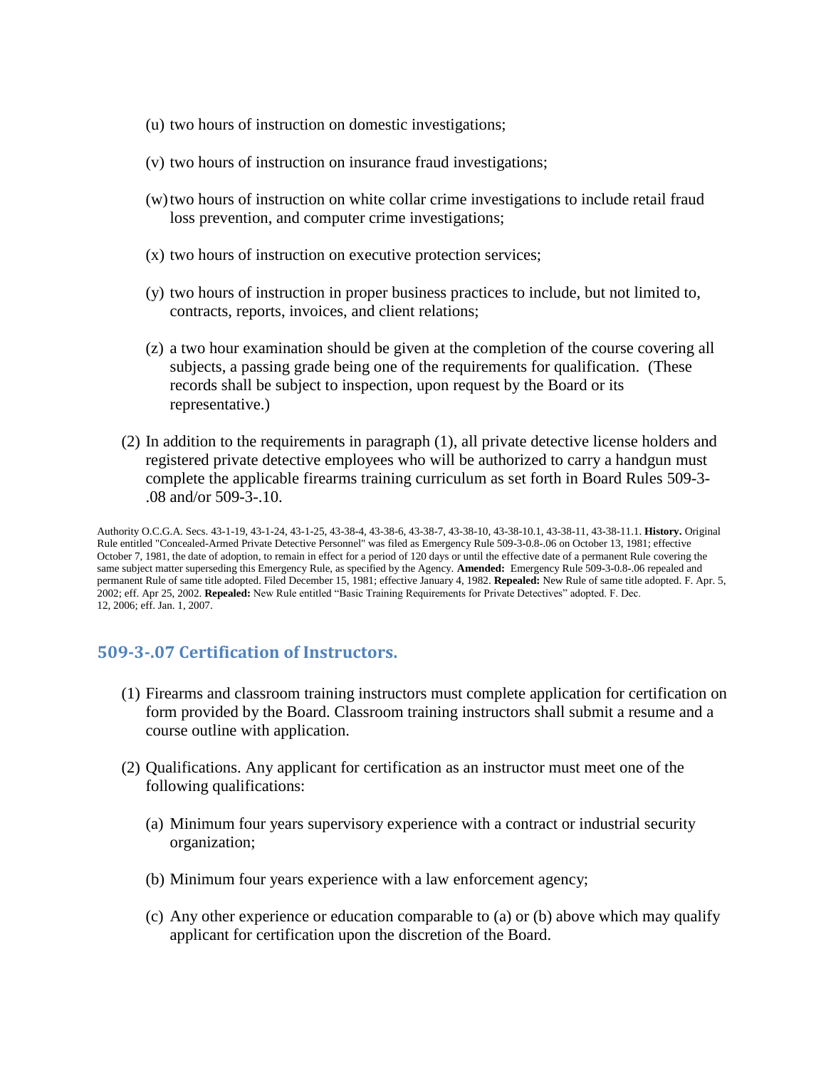(u) two hours of instruction on domestic investigations;

(v) two hours of instruction on insurance fraud investigations;

(w) two hours of instruction on white collar crime investigations to include retail fraud loss prevention, and computer crime investigations;

(x) two hours of instruction on executive protection services;

(y) two hours of instruction in proper business practices to include, but not limited to, contracts, reports, invoices, and client relations;

(z) a two hour examination should be given at the completion of the course covering all subjects, a passing grade being one of the requirements for qualification. (These records shall be subject to inspection, upon request by the Board or its representative.)

(2) In addition to the requirements in paragraph (1), all private detective license holders and registered private detective employees who will be authorized to carry a handgun must complete the applicable firearms training curriculum as set forth in Board Rules 509-3-.08 and/or 509-3-.10.

Authority O.C.G.A. Secs. 43-1-19, 43-1-24, 43-1-25, 43-38-4, 43-38-6, 43-38-7, 43-38-10, 43-38-10.1, 43-38-11, 43-38-11.1. **History.** Original Rule entitled "Concealed-Armed Private Detective Personnel" was filed as Emergency Rule 509-3-0.8-.06 on October 13, 1981; effective October 7, 1981, the date of adoption, to remain in effect for a period of 120 days or until the effective date of a permanent Rule covering the same subject matter superseding this Emergency Rule, as specified by the Agency. **Amended:** Emergency Rule 509-3-0.8-.06 repealed and permanent Rule of same title adopted. Filed December 15, 1981; effective January 4, 1982. **Repealed:** New Rule of same title adopted. F. Apr. 5, 2002; eff. Apr 25, 2002. **Repealed:** New Rule entitled "Basic Training Requirements for Private Detectives" adopted. F. Dec. 12, 2006; eff. Jan. 1, 2007.

## 509-3-.07 Certification of Instructors.

(1) Firearms and classroom training instructors must complete application for certification on form provided by the Board. Classroom training instructors shall submit a resume and a course outline with application.

(2) Qualifications. Any applicant for certification as an instructor must meet one of the following qualifications:

(a) Minimum four years supervisory experience with a contract or industrial security organization;

(b) Minimum four years experience with a law enforcement agency;

(c) Any other experience or education comparable to (a) or (b) above which may qualify applicant for certification upon the discretion of the Board.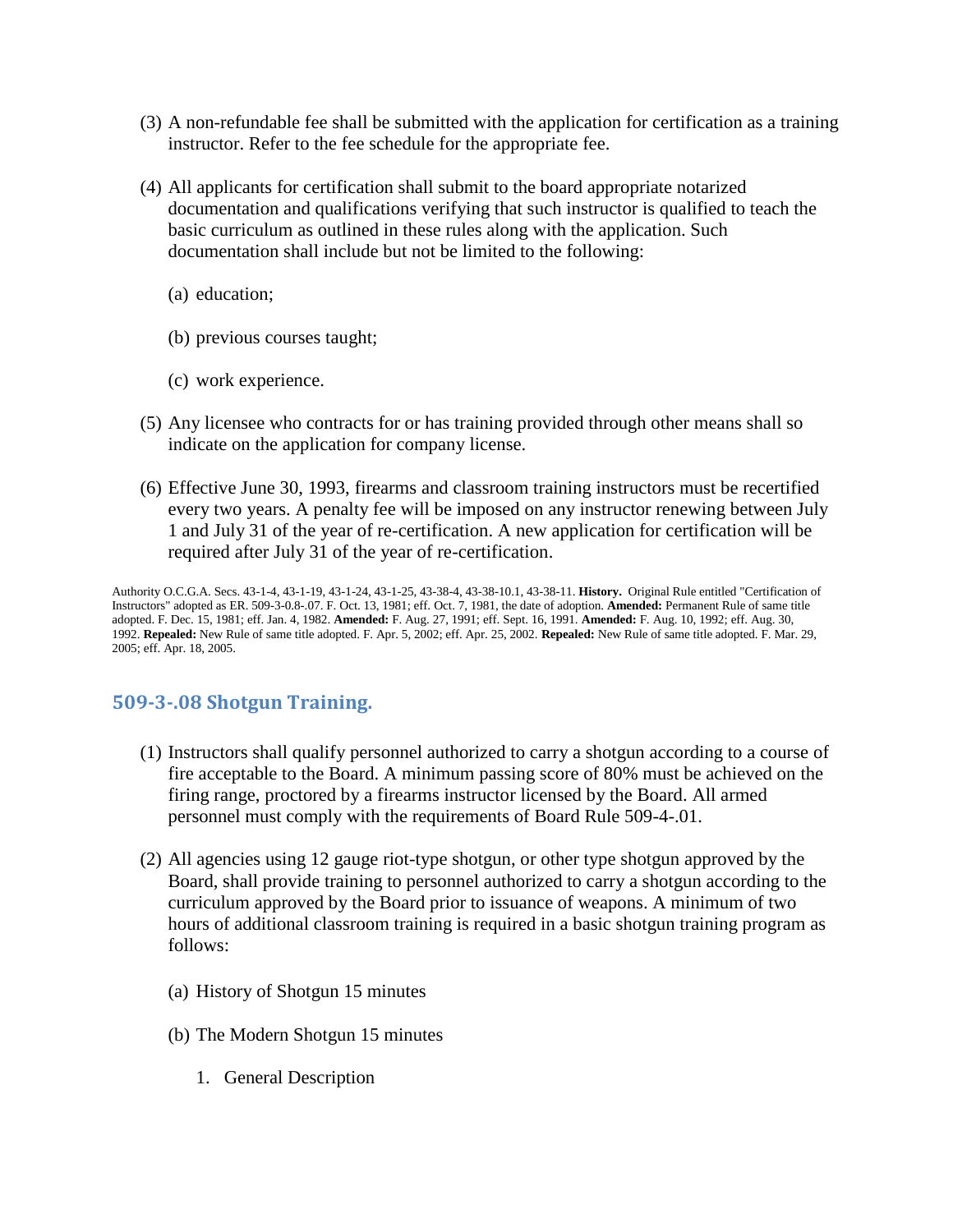(3) A non-refundable fee shall be submitted with the application for certification as a training instructor. Refer to the fee schedule for the appropriate fee.

(4) All applicants for certification shall submit to the board appropriate notarized documentation and qualifications verifying that such instructor is qualified to teach the basic curriculum as outlined in these rules along with the application. Such documentation shall include but not be limited to the following:

(a) education;

(b) previous courses taught;

(c) work experience.

(5) Any licensee who contracts for or has training provided through other means shall so indicate on the application for company license.

(6) Effective June 30, 1993, firearms and classroom training instructors must be recertified every two years. A penalty fee will be imposed on any instructor renewing between July 1 and July 31 of the year of re-certification. A new application for certification will be required after July 31 of the year of re-certification.

Authority O.C.G.A. Secs. 43-1-4, 43-1-19, 43-1-24, 43-1-25, 43-38-4, 43-38-10.1, 43-38-11. **History.** Original Rule entitled "Certification of Instructors" adopted as ER. 509-3-0.8-.07. F. Oct. 13, 1981; eff. Oct. 7, 1981, the date of adoption. **Amended:** Permanent Rule of same title adopted. F. Dec. 15, 1981; eff. Jan. 4, 1982. **Amended:** F. Aug. 27, 1991; eff. Sept. 16, 1991. **Amended:** F. Aug. 10, 1992; eff. Aug. 30, 1992. **Repealed:** New Rule of same title adopted. F. Apr. 5, 2002; eff. Apr. 25, 2002. **Repealed:** New Rule of same title adopted. F. Mar. 29, 2005; eff. Apr. 18, 2005.

## 509-3-.08 Shotgun Training.

(1) Instructors shall qualify personnel authorized to carry a shotgun according to a course of fire acceptable to the Board. A minimum passing score of 80% must be achieved on the firing range, proctored by a firearms instructor licensed by the Board. All armed personnel must comply with the requirements of Board Rule 509-4-.01.

(2) All agencies using 12 gauge riot-type shotgun, or other type shotgun approved by the Board, shall provide training to personnel authorized to carry a shotgun according to the curriculum approved by the Board prior to issuance of weapons. A minimum of two hours of additional classroom training is required in a basic shotgun training program as follows:

(a) History of Shotgun 15 minutes

(b) The Modern Shotgun 15 minutes

1. General Description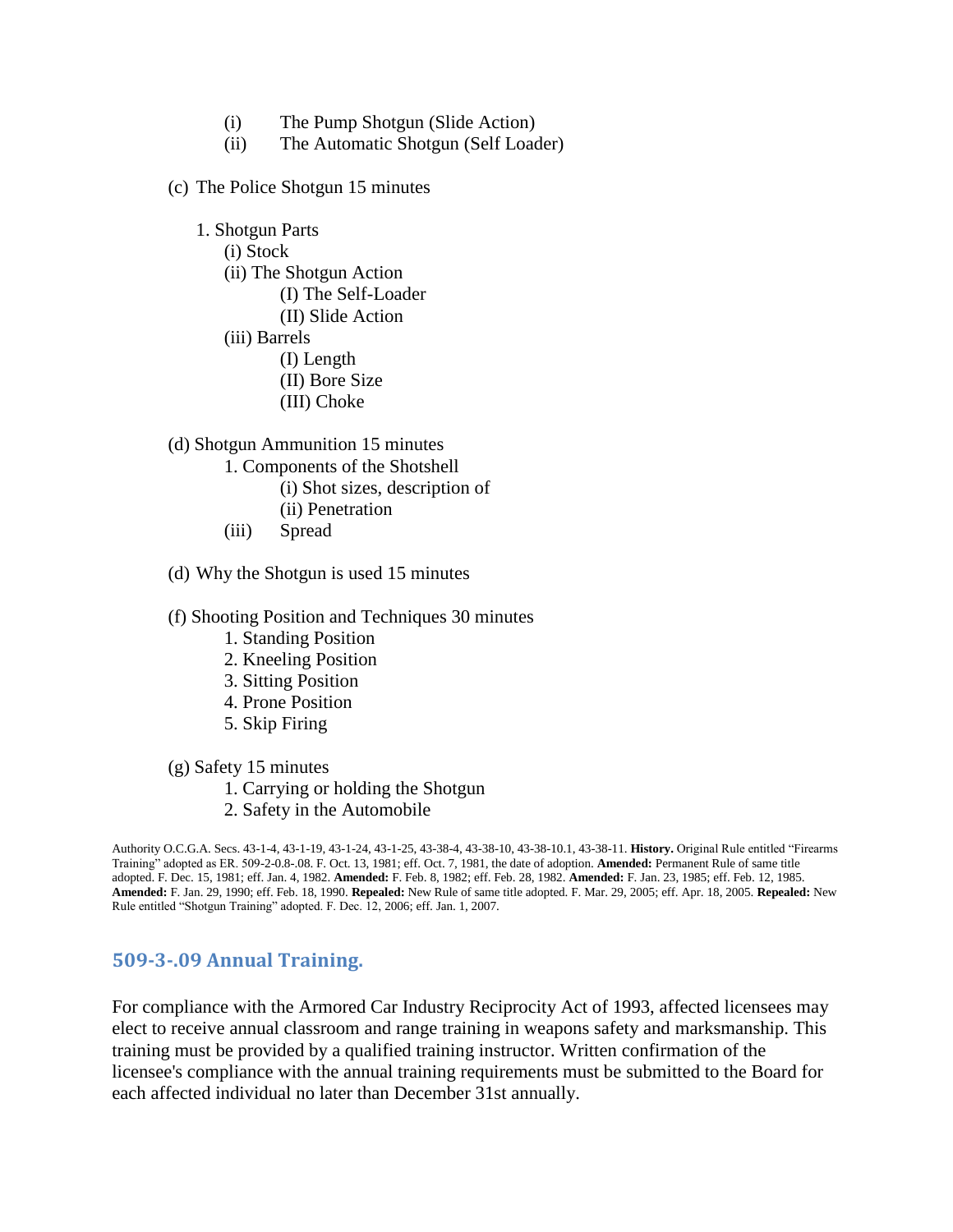(i) The Pump Shotgun (Slide Action)
(ii) The Automatic Shotgun (Self Loader)

(c) The Police Shotgun 15 minutes

1. Shotgun Parts
   - (i) Stock
   - (ii) The Shotgun Action
     - (I) The Self-Loader
     - (II) Slide Action
   - (iii) Barrels
     - (I) Length
     - (II) Bore Size
     - (III) Choke

(d) Shotgun Ammunition 15 minutes

1. Components of the Shotshell
   - (i) Shot sizes, description of
   - (ii) Penetration
   - (iii) Spread

(d) Why the Shotgun is used 15 minutes

(f) Shooting Position and Techniques 30 minutes

1. Standing Position
2. Kneeling Position
3. Sitting Position
4. Prone Position
5. Skip Firing

(g) Safety 15 minutes

1. Carrying or holding the Shotgun
2. Safety in the Automobile

Authority O.C.G.A. Secs. 43-1-4, 43-1-19, 43-1-24, 43-1-25, 43-38-4, 43-38-10, 43-38-10.1, 43-38-11. **History.** Original Rule entitled "Firearms Training" adopted as ER. 509-2-0.8-.08. F. Oct. 13, 1981; eff. Oct. 7, 1981, the date of adoption. **Amended:** Permanent Rule of same title adopted. F. Dec. 15, 1981; eff. Jan. 4, 1982. **Amended:** F. Feb. 8, 1982; eff. Feb. 28, 1982. **Amended:** F. Jan. 23, 1985; eff. Feb. 12, 1985. **Amended:** F. Jan. 29, 1990; eff. Feb. 18, 1990. **Repealed:** New Rule of same title adopted. F. Mar. 29, 2005; eff. Apr. 18, 2005. **Repealed:** New Rule entitled "Shotgun Training" adopted. F. Dec. 12, 2006; eff. Jan. 1, 2007.

## 509-3-.09 Annual Training.

For compliance with the Armored Car Industry Reciprocity Act of 1993, affected licensees may elect to receive annual classroom and range training in weapons safety and marksmanship. This training must be provided by a qualified training instructor. Written confirmation of the licensee's compliance with the annual training requirements must be submitted to the Board for each affected individual no later than December 31st annually.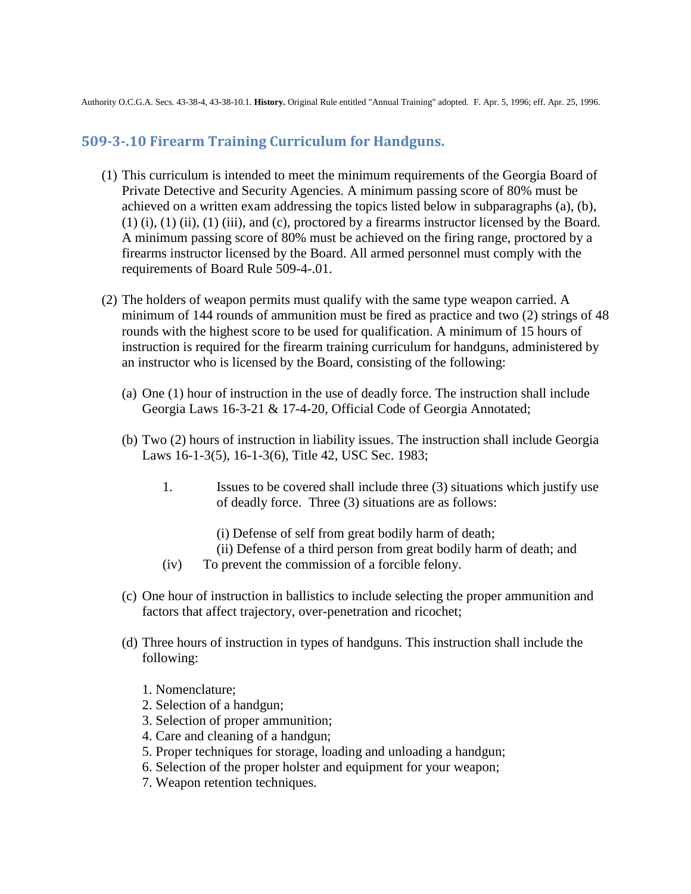Authority O.C.G.A. Secs. 43-38-4, 43-38-10.1. **History.** Original Rule entitled "Annual Training" adopted. F. Apr. 5, 1996; eff. Apr. 25, 1996.

### 509-3-.10 Firearm Training Curriculum for Handguns.

(1) This curriculum is intended to meet the minimum requirements of the Georgia Board of Private Detective and Security Agencies. A minimum passing score of 80% must be achieved on a written exam addressing the topics listed below in subparagraphs (a), (b), (1) (i), (1) (ii), (1) (iii), and (c), proctored by a firearms instructor licensed by the Board. A minimum passing score of 80% must be achieved on the firing range, proctored by a firearms instructor licensed by the Board. All armed personnel must comply with the requirements of Board Rule 509-4-.01.

(2) The holders of weapon permits must qualify with the same type weapon carried. A minimum of 144 rounds of ammunition must be fired as practice and two (2) strings of 48 rounds with the highest score to be used for qualification. A minimum of 15 hours of instruction is required for the firearm training curriculum for handguns, administered by an instructor who is licensed by the Board, consisting of the following:

(a) One (1) hour of instruction in the use of deadly force. The instruction shall include Georgia Laws 16-3-21 & 17-4-20, Official Code of Georgia Annotated;

(b) Two (2) hours of instruction in liability issues. The instruction shall include Georgia Laws 16-1-3(5), 16-1-3(6), Title 42, USC Sec. 1983;

1. Issues to be covered shall include three (3) situations which justify use of deadly force. Three (3) situations are as follows:

(i) Defense of self from great bodily harm of death;
(ii) Defense of a third person from great bodily harm of death; and
(iv) To prevent the commission of a forcible felony.

(c) One hour of instruction in ballistics to include selecting the proper ammunition and factors that affect trajectory, over-penetration and ricochet;

(d) Three hours of instruction in types of handguns. This instruction shall include the following:

1. Nomenclature;
2. Selection of a handgun;
3. Selection of proper ammunition;
4. Care and cleaning of a handgun;
5. Proper techniques for storage, loading and unloading a handgun;
6. Selection of the proper holster and equipment for your weapon;
7. Weapon retention techniques.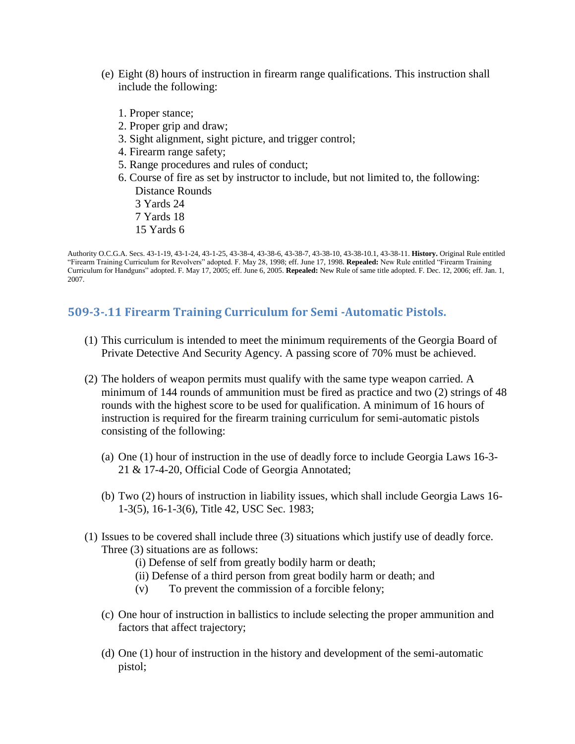(e) Eight (8) hours of instruction in firearm range qualifications. This instruction shall include the following:

1. Proper stance;
2. Proper grip and draw;
3. Sight alignment, sight picture, and trigger control;
4. Firearm range safety;
5. Range procedures and rules of conduct;
6. Course of fire as set by instructor to include, but not limited to, the following:

| Distance | Rounds |
|---|---|
| 3 Yards | 24 |
| 7 Yards | 18 |
| 15 Yards | 6 |

Authority O.C.G.A. Secs. 43-1-19, 43-1-24, 43-1-25, 43-38-4, 43-38-6, 43-38-7, 43-38-10, 43-38-10.1, 43-38-11. **History.** Original Rule entitled "Firearm Training Curriculum for Revolvers" adopted. F. May 28, 1998; eff. June 17, 1998. **Repealed:** New Rule entitled "Firearm Training Curriculum for Handguns" adopted. F. May 17, 2005; eff. June 6, 2005. **Repealed:** New Rule of same title adopted. F. Dec. 12, 2006; eff. Jan. 1, 2007.

## 509-3-.11 Firearm Training Curriculum for Semi -Automatic Pistols.

(1) This curriculum is intended to meet the minimum requirements of the Georgia Board of Private Detective And Security Agency. A passing score of 70% must be achieved.

(2) The holders of weapon permits must qualify with the same type weapon carried. A minimum of 144 rounds of ammunition must be fired as practice and two (2) strings of 48 rounds with the highest score to be used for qualification. A minimum of 16 hours of instruction is required for the firearm training curriculum for semi-automatic pistols consisting of the following:

(a) One (1) hour of instruction in the use of deadly force to include Georgia Laws 16-3-21 & 17-4-20, Official Code of Georgia Annotated;

(b) Two (2) hours of instruction in liability issues, which shall include Georgia Laws 16-1-3(5), 16-1-3(6), Title 42, USC Sec. 1983;

(1) Issues to be covered shall include three (3) situations which justify use of deadly force. Three (3) situations are as follows:

(i) Defense of self from greatly bodily harm or death;
(ii) Defense of a third person from great bodily harm or death; and
(v) To prevent the commission of a forcible felony;

(c) One hour of instruction in ballistics to include selecting the proper ammunition and factors that affect trajectory;

(d) One (1) hour of instruction in the history and development of the semi-automatic pistol;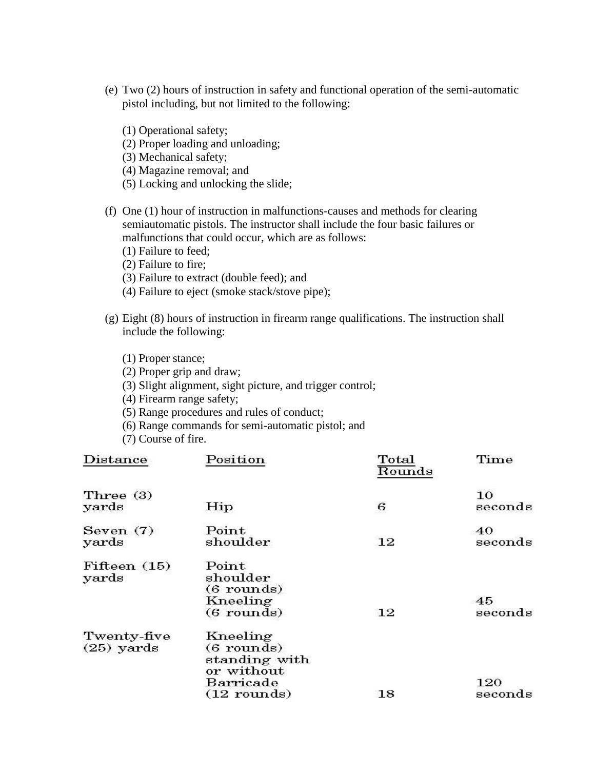(e) Two (2) hours of instruction in safety and functional operation of the semi-automatic pistol including, but not limited to the following:

(1) Operational safety;
(2) Proper loading and unloading;
(3) Mechanical safety;
(4) Magazine removal; and
(5) Locking and unlocking the slide;

(f) One (1) hour of instruction in malfunctions-causes and methods for clearing semiautomatic pistols. The instructor shall include the four basic failures or malfunctions that could occur, which are as follows:
(1) Failure to feed;
(2) Failure to fire;
(3) Failure to extract (double feed); and
(4) Failure to eject (smoke stack/stove pipe);

(g) Eight (8) hours of instruction in firearm range qualifications. The instruction shall include the following:

(1) Proper stance;
(2) Proper grip and draw;
(3) Slight alignment, sight picture, and trigger control;
(4) Firearm range safety;
(5) Range procedures and rules of conduct;
(6) Range commands for semi-automatic pistol; and
(7) Course of fire.

| Distance | Position | Total Rounds | Time |
|---|---|---|---|
| Three (3) yards | Hip | 6 | 10 seconds |
| Seven (7) yards | Point shoulder | 12 | 40 seconds |
| Fifteen (15) yards | Point shoulder (6 rounds) Kneeling (6 rounds) | 12 | 45 seconds |
| Twenty-five (25) yards | Kneeling (6 rounds) standing with or without Barricade (12 rounds) | 18 | 120 seconds |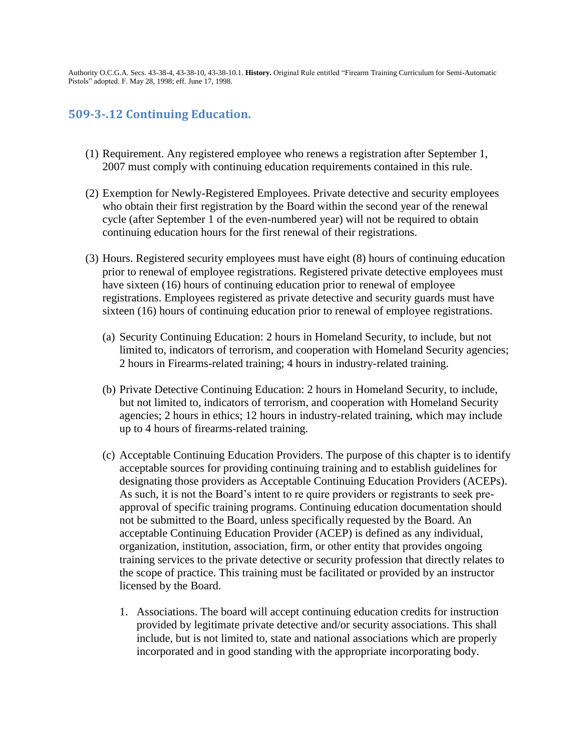Authority O.C.G.A. Secs. 43-38-4, 43-38-10, 43-38-10.1. **History.** Original Rule entitled "Firearm Training Curriculum for Semi-Automatic Pistols" adopted. F. May 28, 1998; eff. June 17, 1998.

## 509-3-.12 Continuing Education.

(1) Requirement. Any registered employee who renews a registration after September 1, 2007 must comply with continuing education requirements contained in this rule.

(2) Exemption for Newly-Registered Employees. Private detective and security employees who obtain their first registration by the Board within the second year of the renewal cycle (after September 1 of the even-numbered year) will not be required to obtain continuing education hours for the first renewal of their registrations.

(3) Hours. Registered security employees must have eight (8) hours of continuing education prior to renewal of employee registrations. Registered private detective employees must have sixteen (16) hours of continuing education prior to renewal of employee registrations. Employees registered as private detective and security guards must have sixteen (16) hours of continuing education prior to renewal of employee registrations.

   (a) Security Continuing Education: 2 hours in Homeland Security, to include, but not limited to, indicators of terrorism, and cooperation with Homeland Security agencies; 2 hours in Firearms-related training; 4 hours in industry-related training.

   (b) Private Detective Continuing Education: 2 hours in Homeland Security, to include, but not limited to, indicators of terrorism, and cooperation with Homeland Security agencies; 2 hours in ethics; 12 hours in industry-related training, which may include up to 4 hours of firearms-related training.

   (c) Acceptable Continuing Education Providers. The purpose of this chapter is to identify acceptable sources for providing continuing training and to establish guidelines for designating those providers as Acceptable Continuing Education Providers (ACEPs). As such, it is not the Board's intent to re quire providers or registrants to seek pre-approval of specific training programs. Continuing education documentation should not be submitted to the Board, unless specifically requested by the Board. An acceptable Continuing Education Provider (ACEP) is defined as any individual, organization, institution, association, firm, or other entity that provides ongoing training services to the private detective or security profession that directly relates to the scope of practice. This training must be facilitated or provided by an instructor licensed by the Board.

      1. Associations. The board will accept continuing education credits for instruction provided by legitimate private detective and/or security associations. This shall include, but is not limited to, state and national associations which are properly incorporated and in good standing with the appropriate incorporating body.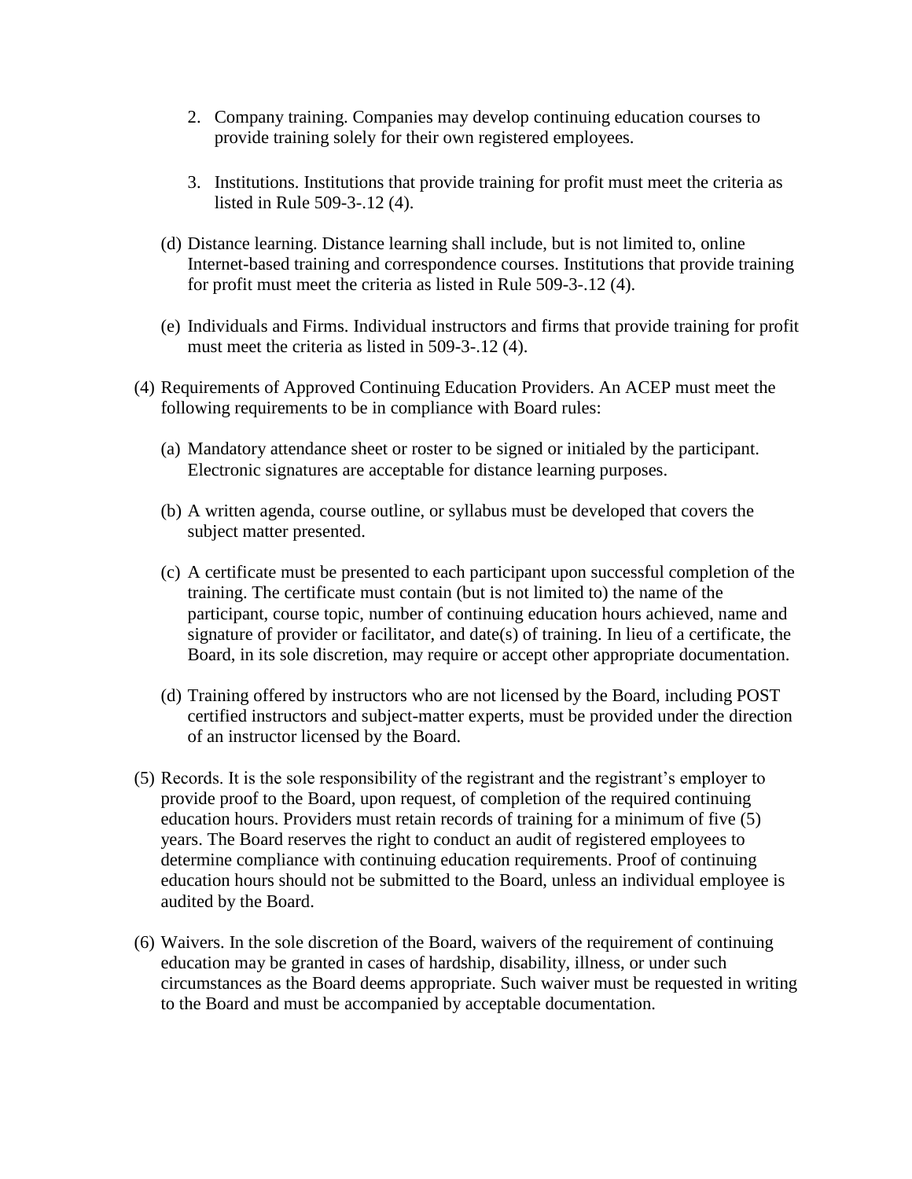2. Company training. Companies may develop continuing education courses to provide training solely for their own registered employees.

3. Institutions. Institutions that provide training for profit must meet the criteria as listed in Rule 509-3-.12 (4).

(d) Distance learning. Distance learning shall include, but is not limited to, online Internet-based training and correspondence courses. Institutions that provide training for profit must meet the criteria as listed in Rule 509-3-.12 (4).

(e) Individuals and Firms. Individual instructors and firms that provide training for profit must meet the criteria as listed in 509-3-.12 (4).

(4) Requirements of Approved Continuing Education Providers. An ACEP must meet the following requirements to be in compliance with Board rules:

(a) Mandatory attendance sheet or roster to be signed or initialed by the participant. Electronic signatures are acceptable for distance learning purposes.

(b) A written agenda, course outline, or syllabus must be developed that covers the subject matter presented.

(c) A certificate must be presented to each participant upon successful completion of the training. The certificate must contain (but is not limited to) the name of the participant, course topic, number of continuing education hours achieved, name and signature of provider or facilitator, and date(s) of training. In lieu of a certificate, the Board, in its sole discretion, may require or accept other appropriate documentation.

(d) Training offered by instructors who are not licensed by the Board, including POST certified instructors and subject-matter experts, must be provided under the direction of an instructor licensed by the Board.

(5) Records. It is the sole responsibility of the registrant and the registrant's employer to provide proof to the Board, upon request, of completion of the required continuing education hours. Providers must retain records of training for a minimum of five (5) years. The Board reserves the right to conduct an audit of registered employees to determine compliance with continuing education requirements. Proof of continuing education hours should not be submitted to the Board, unless an individual employee is audited by the Board.

(6) Waivers. In the sole discretion of the Board, waivers of the requirement of continuing education may be granted in cases of hardship, disability, illness, or under such circumstances as the Board deems appropriate. Such waiver must be requested in writing to the Board and must be accompanied by acceptable documentation.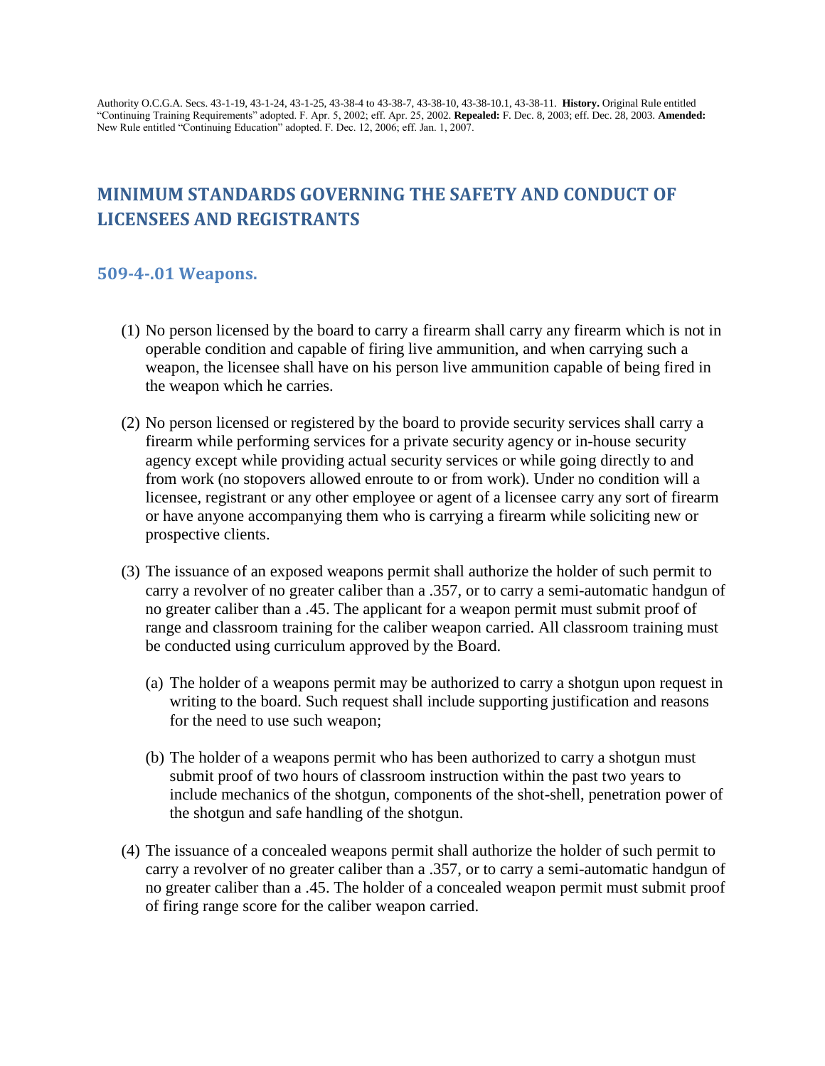Authority O.C.G.A. Secs. 43-1-19, 43-1-24, 43-1-25, 43-38-4 to 43-38-7, 43-38-10, 43-38-10.1, 43-38-11. **History.** Original Rule entitled "Continuing Training Requirements" adopted. F. Apr. 5, 2002; eff. Apr. 25, 2002. **Repealed:** F. Dec. 8, 2003; eff. Dec. 28, 2003. **Amended:** New Rule entitled "Continuing Education" adopted. F. Dec. 12, 2006; eff. Jan. 1, 2007.

## MINIMUM STANDARDS GOVERNING THE SAFETY AND CONDUCT OF LICENSEES AND REGISTRANTS

### 509-4-.01 Weapons.

(1) No person licensed by the board to carry a firearm shall carry any firearm which is not in operable condition and capable of firing live ammunition, and when carrying such a weapon, the licensee shall have on his person live ammunition capable of being fired in the weapon which he carries.

(2) No person licensed or registered by the board to provide security services shall carry a firearm while performing services for a private security agency or in-house security agency except while providing actual security services or while going directly to and from work (no stopovers allowed enroute to or from work). Under no condition will a licensee, registrant or any other employee or agent of a licensee carry any sort of firearm or have anyone accompanying them who is carrying a firearm while soliciting new or prospective clients.

(3) The issuance of an exposed weapons permit shall authorize the holder of such permit to carry a revolver of no greater caliber than a .357, or to carry a semi-automatic handgun of no greater caliber than a .45. The applicant for a weapon permit must submit proof of range and classroom training for the caliber weapon carried. All classroom training must be conducted using curriculum approved by the Board.

(a) The holder of a weapons permit may be authorized to carry a shotgun upon request in writing to the board. Such request shall include supporting justification and reasons for the need to use such weapon;

(b) The holder of a weapons permit who has been authorized to carry a shotgun must submit proof of two hours of classroom instruction within the past two years to include mechanics of the shotgun, components of the shot-shell, penetration power of the shotgun and safe handling of the shotgun.

(4) The issuance of a concealed weapons permit shall authorize the holder of such permit to carry a revolver of no greater caliber than a .357, or to carry a semi-automatic handgun of no greater caliber than a .45. The holder of a concealed weapon permit must submit proof of firing range score for the caliber weapon carried.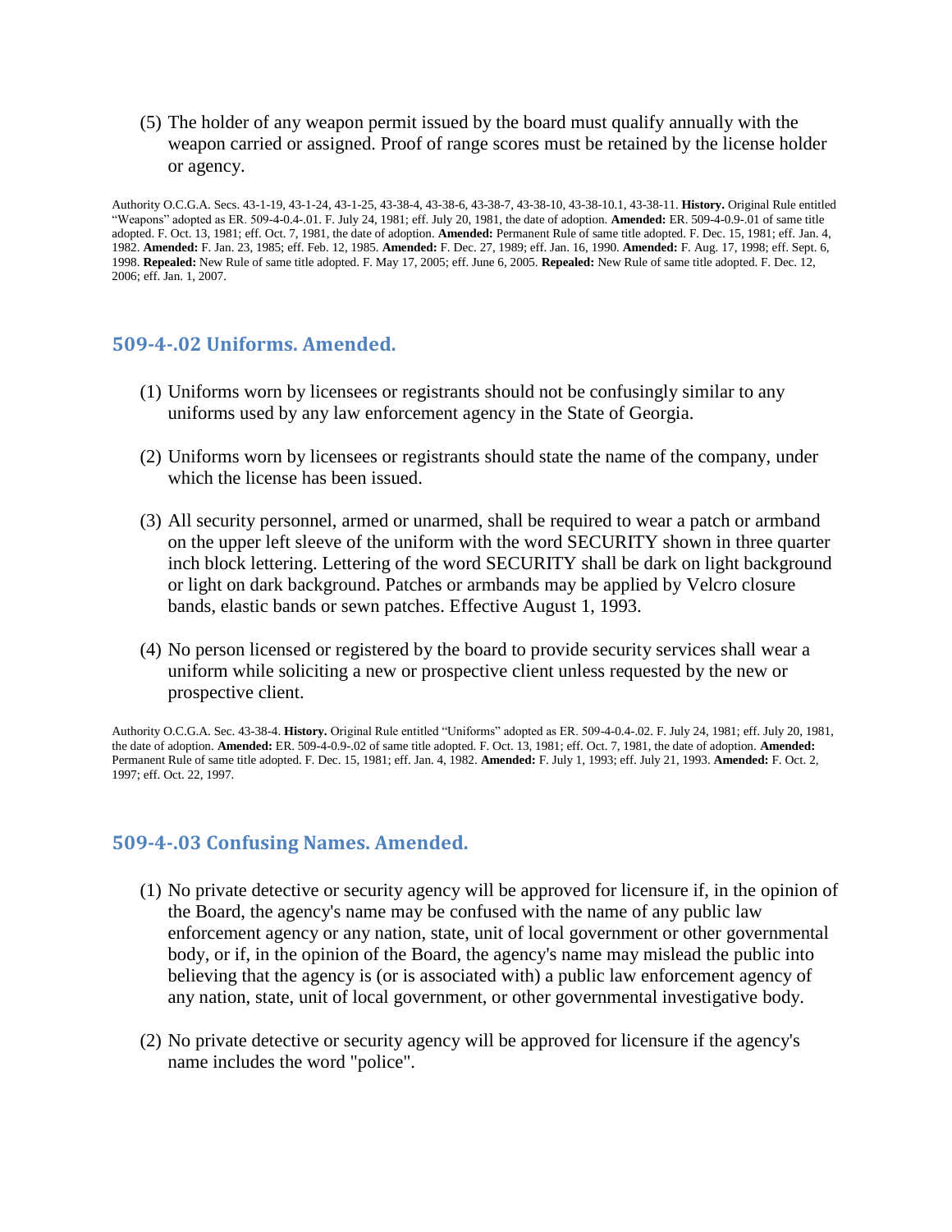(5) The holder of any weapon permit issued by the board must qualify annually with the weapon carried or assigned. Proof of range scores must be retained by the license holder or agency.

Authority O.C.G.A. Secs. 43-1-19, 43-1-24, 43-1-25, 43-38-4, 43-38-6, 43-38-7, 43-38-10, 43-38-10.1, 43-38-11. **History.** Original Rule entitled "Weapons" adopted as ER. 509-4-0.4-.01. F. July 24, 1981; eff. July 20, 1981, the date of adoption. **Amended:** ER. 509-4-0.9-.01 of same title adopted. F. Oct. 13, 1981; eff. Oct. 7, 1981, the date of adoption. **Amended:** Permanent Rule of same title adopted. F. Dec. 15, 1981; eff. Jan. 4, 1982. **Amended:** F. Jan. 23, 1985; eff. Feb. 12, 1985. **Amended:** F. Dec. 27, 1989; eff. Jan. 16, 1990. **Amended:** F. Aug. 17, 1998; eff. Sept. 6, 1998. **Repealed:** New Rule of same title adopted. F. May 17, 2005; eff. June 6, 2005. **Repealed:** New Rule of same title adopted. F. Dec. 12, 2006; eff. Jan. 1, 2007.

## 509-4-.02 Uniforms. Amended.

(1) Uniforms worn by licensees or registrants should not be confusingly similar to any uniforms used by any law enforcement agency in the State of Georgia.

(2) Uniforms worn by licensees or registrants should state the name of the company, under which the license has been issued.

(3) All security personnel, armed or unarmed, shall be required to wear a patch or armband on the upper left sleeve of the uniform with the word SECURITY shown in three quarter inch block lettering. Lettering of the word SECURITY shall be dark on light background or light on dark background. Patches or armbands may be applied by Velcro closure bands, elastic bands or sewn patches. Effective August 1, 1993.

(4) No person licensed or registered by the board to provide security services shall wear a uniform while soliciting a new or prospective client unless requested by the new or prospective client.

Authority O.C.G.A. Sec. 43-38-4. **History.** Original Rule entitled "Uniforms" adopted as ER. 509-4-0.4-.02. F. July 24, 1981; eff. July 20, 1981, the date of adoption. **Amended:** ER. 509-4-0.9-.02 of same title adopted. F. Oct. 13, 1981; eff. Oct. 7, 1981, the date of adoption. **Amended:** Permanent Rule of same title adopted. F. Dec. 15, 1981; eff. Jan. 4, 1982. **Amended:** F. July 1, 1993; eff. July 21, 1993. **Amended:** F. Oct. 2, 1997; eff. Oct. 22, 1997.

## 509-4-.03 Confusing Names. Amended.

(1) No private detective or security agency will be approved for licensure if, in the opinion of the Board, the agency's name may be confused with the name of any public law enforcement agency or any nation, state, unit of local government or other governmental body, or if, in the opinion of the Board, the agency's name may mislead the public into believing that the agency is (or is associated with) a public law enforcement agency of any nation, state, unit of local government, or other governmental investigative body.

(2) No private detective or security agency will be approved for licensure if the agency's name includes the word "police".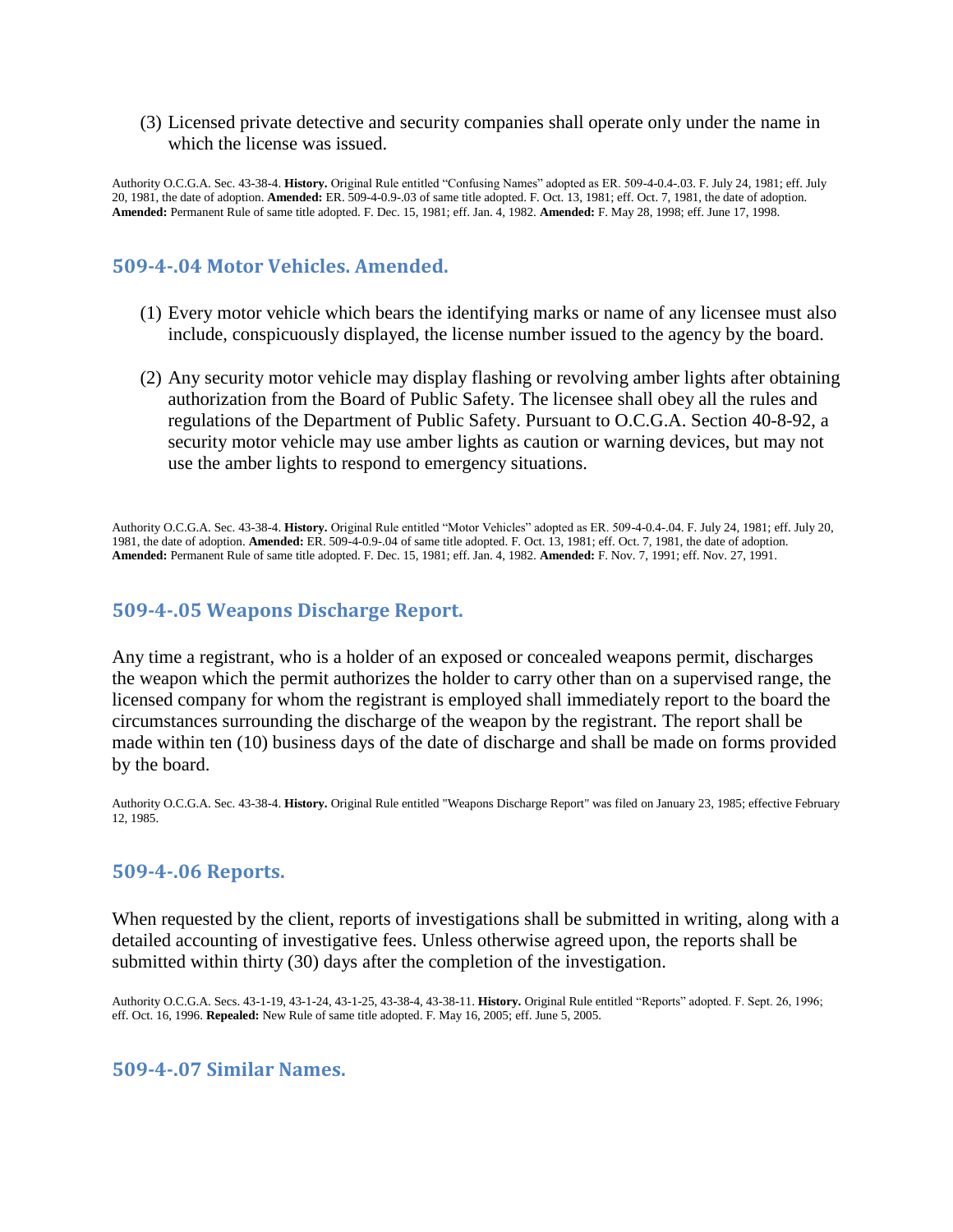(3) Licensed private detective and security companies shall operate only under the name in which the license was issued.

Authority O.C.G.A. Sec. 43-38-4. **History.** Original Rule entitled "Confusing Names" adopted as ER. 509-4-0.4-.03. F. July 24, 1981; eff. July 20, 1981, the date of adoption. **Amended:** ER. 509-4-0.9-.03 of same title adopted. F. Oct. 13, 1981; eff. Oct. 7, 1981, the date of adoption. **Amended:** Permanent Rule of same title adopted. F. Dec. 15, 1981; eff. Jan. 4, 1982. **Amended:** F. May 28, 1998; eff. June 17, 1998.

### 509-4-.04 Motor Vehicles. Amended.

(1) Every motor vehicle which bears the identifying marks or name of any licensee must also include, conspicuously displayed, the license number issued to the agency by the board.

(2) Any security motor vehicle may display flashing or revolving amber lights after obtaining authorization from the Board of Public Safety. The licensee shall obey all the rules and regulations of the Department of Public Safety. Pursuant to O.C.G.A. Section 40-8-92, a security motor vehicle may use amber lights as caution or warning devices, but may not use the amber lights to respond to emergency situations.

Authority O.C.G.A. Sec. 43-38-4. **History.** Original Rule entitled "Motor Vehicles" adopted as ER. 509-4-0.4-.04. F. July 24, 1981; eff. July 20, 1981, the date of adoption. **Amended:** ER. 509-4-0.9-.04 of same title adopted. F. Oct. 13, 1981; eff. Oct. 7, 1981, the date of adoption. **Amended:** Permanent Rule of same title adopted. F. Dec. 15, 1981; eff. Jan. 4, 1982. **Amended:** F. Nov. 7, 1991; eff. Nov. 27, 1991.

### 509-4-.05 Weapons Discharge Report.

Any time a registrant, who is a holder of an exposed or concealed weapons permit, discharges the weapon which the permit authorizes the holder to carry other than on a supervised range, the licensed company for whom the registrant is employed shall immediately report to the board the circumstances surrounding the discharge of the weapon by the registrant. The report shall be made within ten (10) business days of the date of discharge and shall be made on forms provided by the board.

Authority O.C.G.A. Sec. 43-38-4. **History.** Original Rule entitled "Weapons Discharge Report" was filed on January 23, 1985; effective February 12, 1985.

### 509-4-.06 Reports.

When requested by the client, reports of investigations shall be submitted in writing, along with a detailed accounting of investigative fees. Unless otherwise agreed upon, the reports shall be submitted within thirty (30) days after the completion of the investigation.

Authority O.C.G.A. Secs. 43-1-19, 43-1-24, 43-1-25, 43-38-4, 43-38-11. **History.** Original Rule entitled "Reports" adopted. F. Sept. 26, 1996; eff. Oct. 16, 1996. **Repealed:** New Rule of same title adopted. F. May 16, 2005; eff. June 5, 2005.

### 509-4-.07 Similar Names.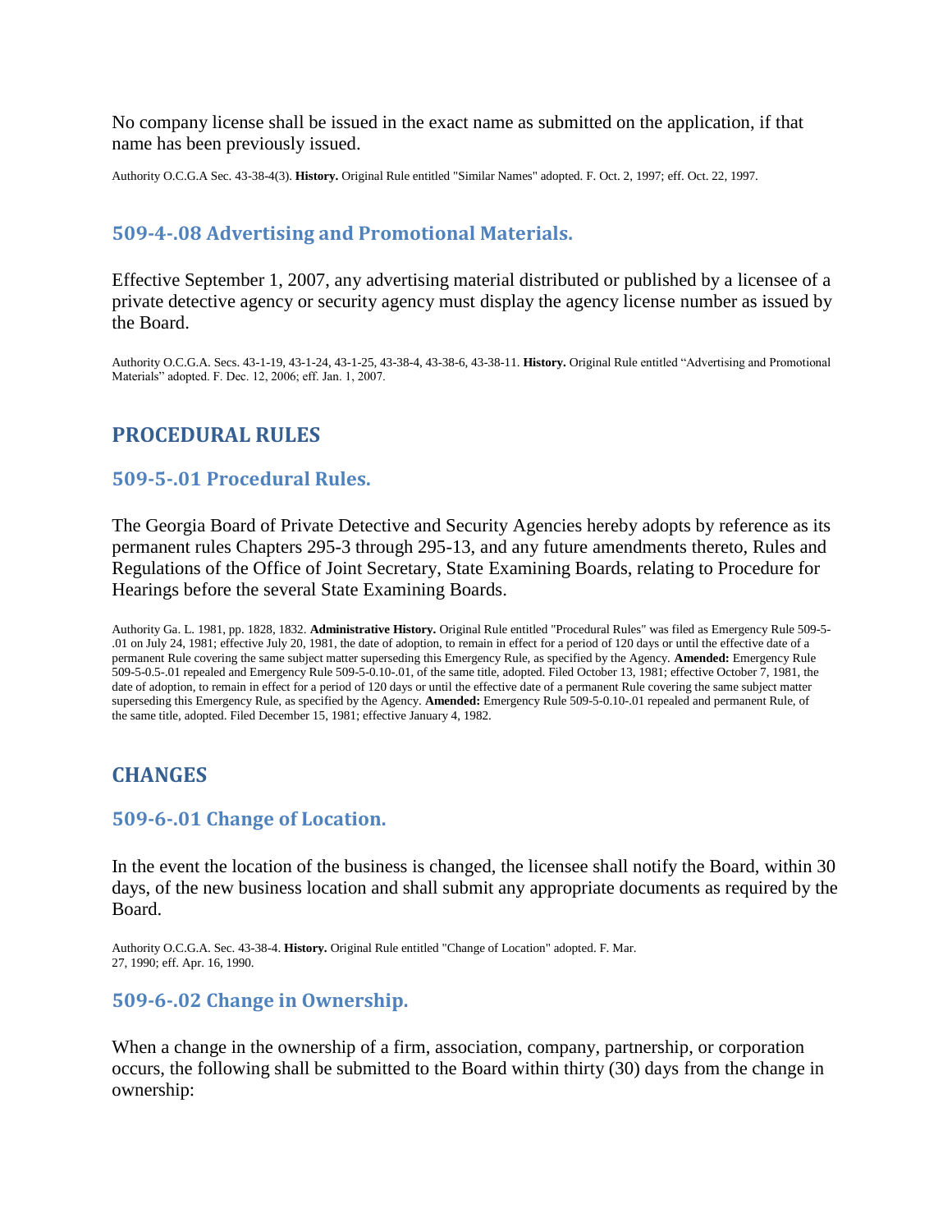No company license shall be issued in the exact name as submitted on the application, if that name has been previously issued.

Authority O.C.G.A Sec. 43-38-4(3). **History.** Original Rule entitled "Similar Names" adopted. F. Oct. 2, 1997; eff. Oct. 22, 1997.

### 509-4-.08 Advertising and Promotional Materials.

Effective September 1, 2007, any advertising material distributed or published by a licensee of a private detective agency or security agency must display the agency license number as issued by the Board.

Authority O.C.G.A. Secs. 43-1-19, 43-1-24, 43-1-25, 43-38-4, 43-38-6, 43-38-11. **History.** Original Rule entitled "Advertising and Promotional Materials" adopted. F. Dec. 12, 2006; eff. Jan. 1, 2007.

## PROCEDURAL RULES

### 509-5-.01 Procedural Rules.

The Georgia Board of Private Detective and Security Agencies hereby adopts by reference as its permanent rules Chapters 295-3 through 295-13, and any future amendments thereto, Rules and Regulations of the Office of Joint Secretary, State Examining Boards, relating to Procedure for Hearings before the several State Examining Boards.

Authority Ga. L. 1981, pp. 1828, 1832. **Administrative History.** Original Rule entitled "Procedural Rules" was filed as Emergency Rule 509-5-.01 on July 24, 1981; effective July 20, 1981, the date of adoption, to remain in effect for a period of 120 days or until the effective date of a permanent Rule covering the same subject matter superseding this Emergency Rule, as specified by the Agency. **Amended:** Emergency Rule 509-5-0.5-.01 repealed and Emergency Rule 509-5-0.10-.01, of the same title, adopted. Filed October 13, 1981; effective October 7, 1981, the date of adoption, to remain in effect for a period of 120 days or until the effective date of a permanent Rule covering the same subject matter superseding this Emergency Rule, as specified by the Agency. **Amended:** Emergency Rule 509-5-0.10-.01 repealed and permanent Rule, of the same title, adopted. Filed December 15, 1981; effective January 4, 1982.

## CHANGES

### 509-6-.01 Change of Location.

In the event the location of the business is changed, the licensee shall notify the Board, within 30 days, of the new business location and shall submit any appropriate documents as required by the Board.

Authority O.C.G.A. Sec. 43-38-4. **History.** Original Rule entitled "Change of Location" adopted. F. Mar. 27, 1990; eff. Apr. 16, 1990.

### 509-6-.02 Change in Ownership.

When a change in the ownership of a firm, association, company, partnership, or corporation occurs, the following shall be submitted to the Board within thirty (30) days from the change in ownership: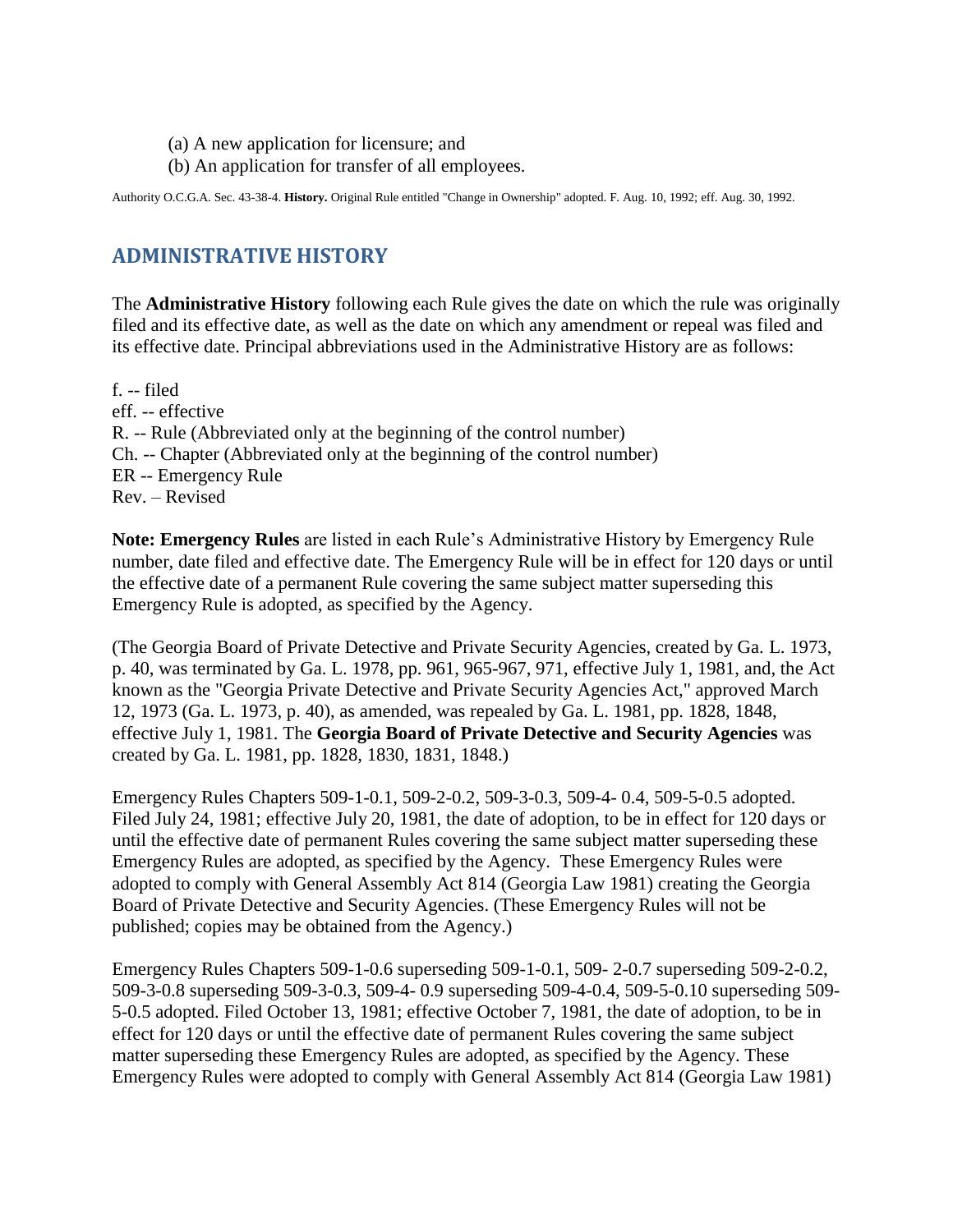(a) A new application for licensure; and

(b) An application for transfer of all employees.

Authority O.C.G.A. Sec. 43-38-4. **History.** Original Rule entitled "Change in Ownership" adopted. F. Aug. 10, 1992; eff. Aug. 30, 1992.

## ADMINISTRATIVE HISTORY

The **Administrative History** following each Rule gives the date on which the rule was originally filed and its effective date, as well as the date on which any amendment or repeal was filed and its effective date. Principal abbreviations used in the Administrative History are as follows:

f. -- filed
eff. -- effective
R. -- Rule (Abbreviated only at the beginning of the control number)
Ch. -- Chapter (Abbreviated only at the beginning of the control number)
ER -- Emergency Rule
Rev. – Revised

**Note: Emergency Rules** are listed in each Rule's Administrative History by Emergency Rule number, date filed and effective date. The Emergency Rule will be in effect for 120 days or until the effective date of a permanent Rule covering the same subject matter superseding this Emergency Rule is adopted, as specified by the Agency.

(The Georgia Board of Private Detective and Private Security Agencies, created by Ga. L. 1973, p. 40, was terminated by Ga. L. 1978, pp. 961, 965-967, 971, effective July 1, 1981, and, the Act known as the "Georgia Private Detective and Private Security Agencies Act," approved March 12, 1973 (Ga. L. 1973, p. 40), as amended, was repealed by Ga. L. 1981, pp. 1828, 1848, effective July 1, 1981. The **Georgia Board of Private Detective and Security Agencies** was created by Ga. L. 1981, pp. 1828, 1830, 1831, 1848.)

Emergency Rules Chapters 509-1-0.1, 509-2-0.2, 509-3-0.3, 509-4- 0.4, 509-5-0.5 adopted. Filed July 24, 1981; effective July 20, 1981, the date of adoption, to be in effect for 120 days or until the effective date of permanent Rules covering the same subject matter superseding these Emergency Rules are adopted, as specified by the Agency. These Emergency Rules were adopted to comply with General Assembly Act 814 (Georgia Law 1981) creating the Georgia Board of Private Detective and Security Agencies. (These Emergency Rules will not be published; copies may be obtained from the Agency.)

Emergency Rules Chapters 509-1-0.6 superseding 509-1-0.1, 509- 2-0.7 superseding 509-2-0.2, 509-3-0.8 superseding 509-3-0.3, 509-4- 0.9 superseding 509-4-0.4, 509-5-0.10 superseding 509-5-0.5 adopted. Filed October 13, 1981; effective October 7, 1981, the date of adoption, to be in effect for 120 days or until the effective date of permanent Rules covering the same subject matter superseding these Emergency Rules are adopted, as specified by the Agency. These Emergency Rules were adopted to comply with General Assembly Act 814 (Georgia Law 1981)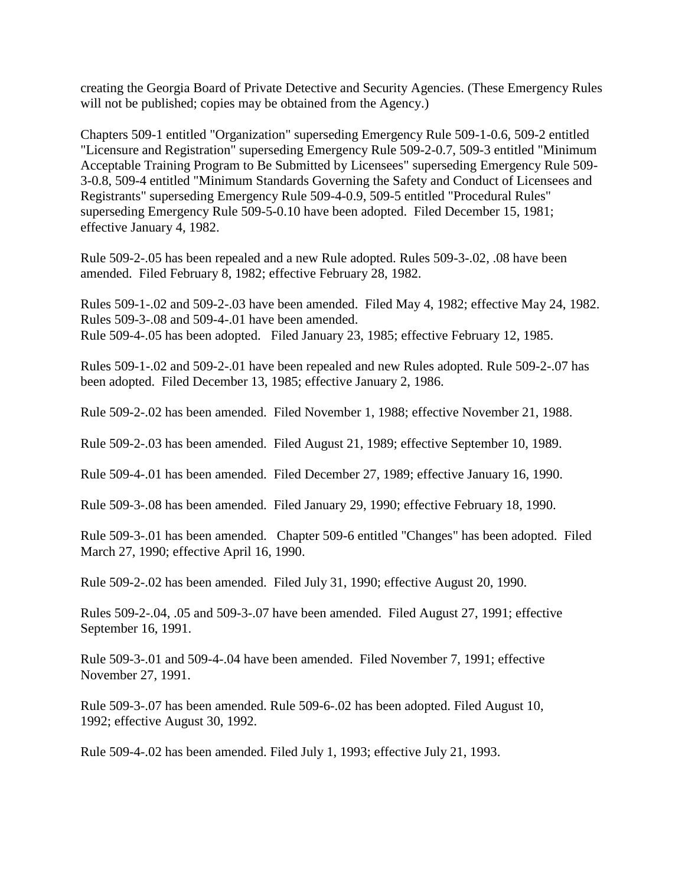creating the Georgia Board of Private Detective and Security Agencies. (These Emergency Rules will not be published; copies may be obtained from the Agency.)

Chapters 509-1 entitled "Organization" superseding Emergency Rule 509-1-0.6, 509-2 entitled "Licensure and Registration" superseding Emergency Rule 509-2-0.7, 509-3 entitled "Minimum Acceptable Training Program to Be Submitted by Licensees" superseding Emergency Rule 509-3-0.8, 509-4 entitled "Minimum Standards Governing the Safety and Conduct of Licensees and Registrants" superseding Emergency Rule 509-4-0.9, 509-5 entitled "Procedural Rules" superseding Emergency Rule 509-5-0.10 have been adopted. Filed December 15, 1981; effective January 4, 1982.

Rule 509-2-.05 has been repealed and a new Rule adopted. Rules 509-3-.02, .08 have been amended. Filed February 8, 1982; effective February 28, 1982.

Rules 509-1-.02 and 509-2-.03 have been amended. Filed May 4, 1982; effective May 24, 1982.
Rules 509-3-.08 and 509-4-.01 have been amended.
Rule 509-4-.05 has been adopted. Filed January 23, 1985; effective February 12, 1985.

Rules 509-1-.02 and 509-2-.01 have been repealed and new Rules adopted. Rule 509-2-.07 has been adopted. Filed December 13, 1985; effective January 2, 1986.

Rule 509-2-.02 has been amended. Filed November 1, 1988; effective November 21, 1988.

Rule 509-2-.03 has been amended. Filed August 21, 1989; effective September 10, 1989.

Rule 509-4-.01 has been amended. Filed December 27, 1989; effective January 16, 1990.

Rule 509-3-.08 has been amended. Filed January 29, 1990; effective February 18, 1990.

Rule 509-3-.01 has been amended. Chapter 509-6 entitled "Changes" has been adopted. Filed March 27, 1990; effective April 16, 1990.

Rule 509-2-.02 has been amended. Filed July 31, 1990; effective August 20, 1990.

Rules 509-2-.04, .05 and 509-3-.07 have been amended. Filed August 27, 1991; effective September 16, 1991.

Rule 509-3-.01 and 509-4-.04 have been amended. Filed November 7, 1991; effective November 27, 1991.

Rule 509-3-.07 has been amended. Rule 509-6-.02 has been adopted. Filed August 10, 1992; effective August 30, 1992.

Rule 509-4-.02 has been amended. Filed July 1, 1993; effective July 21, 1993.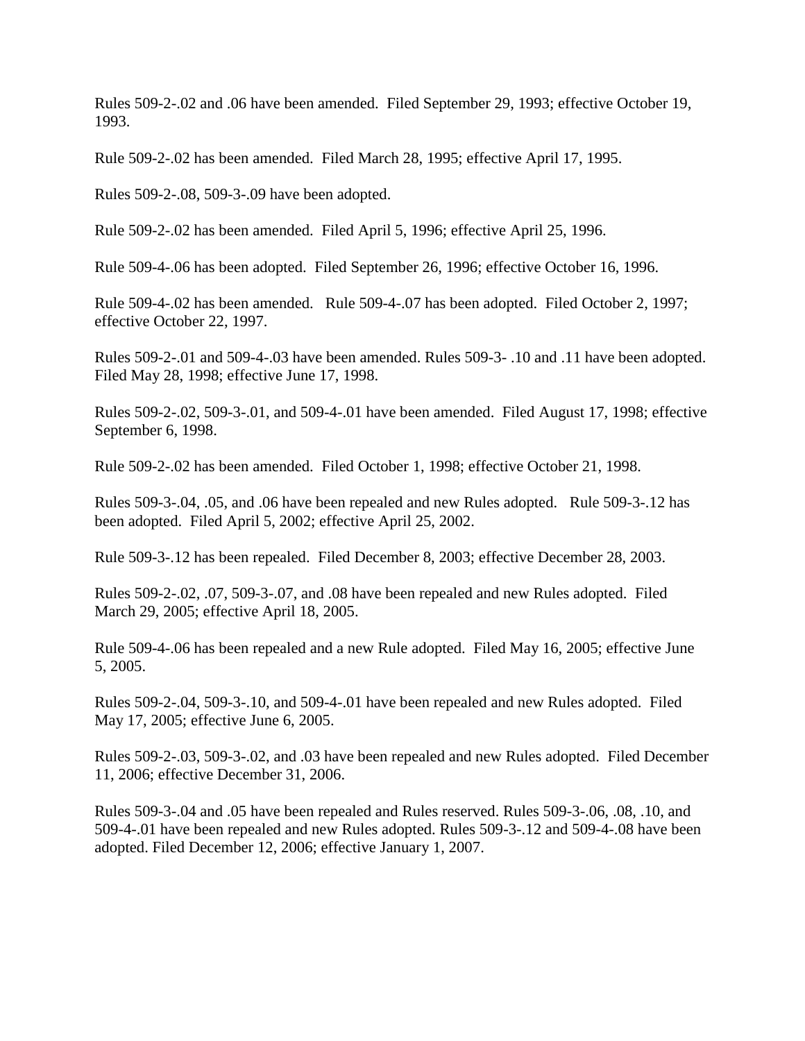Rules 509-2-.02 and .06 have been amended. Filed September 29, 1993; effective October 19, 1993.

Rule 509-2-.02 has been amended. Filed March 28, 1995; effective April 17, 1995.

Rules 509-2-.08, 509-3-.09 have been adopted.

Rule 509-2-.02 has been amended. Filed April 5, 1996; effective April 25, 1996.

Rule 509-4-.06 has been adopted. Filed September 26, 1996; effective October 16, 1996.

Rule 509-4-.02 has been amended. Rule 509-4-.07 has been adopted. Filed October 2, 1997; effective October 22, 1997.

Rules 509-2-.01 and 509-4-.03 have been amended. Rules 509-3- .10 and .11 have been adopted. Filed May 28, 1998; effective June 17, 1998.

Rules 509-2-.02, 509-3-.01, and 509-4-.01 have been amended. Filed August 17, 1998; effective September 6, 1998.

Rule 509-2-.02 has been amended. Filed October 1, 1998; effective October 21, 1998.

Rules 509-3-.04, .05, and .06 have been repealed and new Rules adopted. Rule 509-3-.12 has been adopted. Filed April 5, 2002; effective April 25, 2002.

Rule 509-3-.12 has been repealed. Filed December 8, 2003; effective December 28, 2003.

Rules 509-2-.02, .07, 509-3-.07, and .08 have been repealed and new Rules adopted. Filed March 29, 2005; effective April 18, 2005.

Rule 509-4-.06 has been repealed and a new Rule adopted. Filed May 16, 2005; effective June 5, 2005.

Rules 509-2-.04, 509-3-.10, and 509-4-.01 have been repealed and new Rules adopted. Filed May 17, 2005; effective June 6, 2005.

Rules 509-2-.03, 509-3-.02, and .03 have been repealed and new Rules adopted. Filed December 11, 2006; effective December 31, 2006.

Rules 509-3-.04 and .05 have been repealed and Rules reserved. Rules 509-3-.06, .08, .10, and 509-4-.01 have been repealed and new Rules adopted. Rules 509-3-.12 and 509-4-.08 have been adopted. Filed December 12, 2006; effective January 1, 2007.